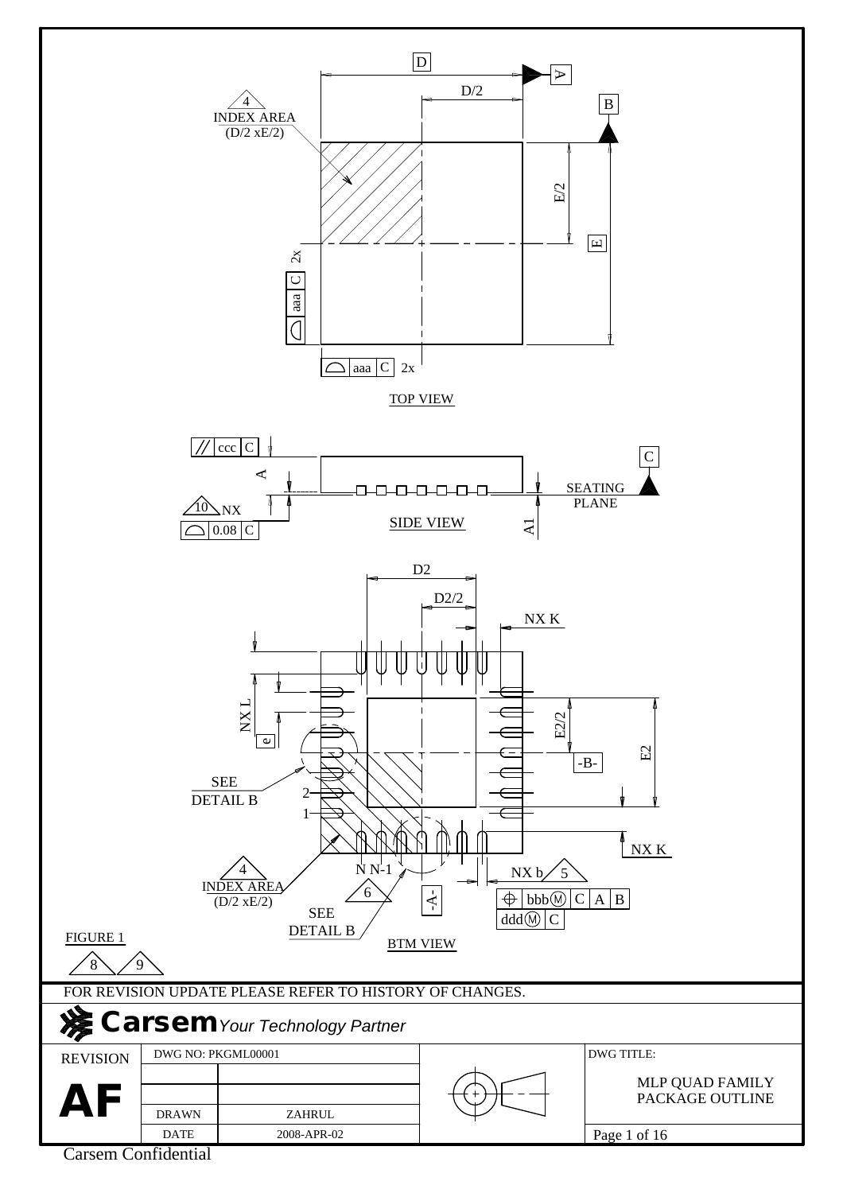TOP VIEW

SIDE VIEW

BTM VIEW

FIGURE 1

FOR REVISION UPDATE PLEASE REFER TO HISTORY OF CHANGES.

**Carsem** *Your Technology Partner*

| REVISION | DWG NO: PKGML00001 | | | DWG TITLE: |
|---|---|---|---|---|
| **AF** | | | | MLP QUAD FAMILY PACKAGE OUTLINE |
| | DRAWN | ZAHRUL | | |
| | DATE | 2008-APR-02 | | |

Carsem Confidential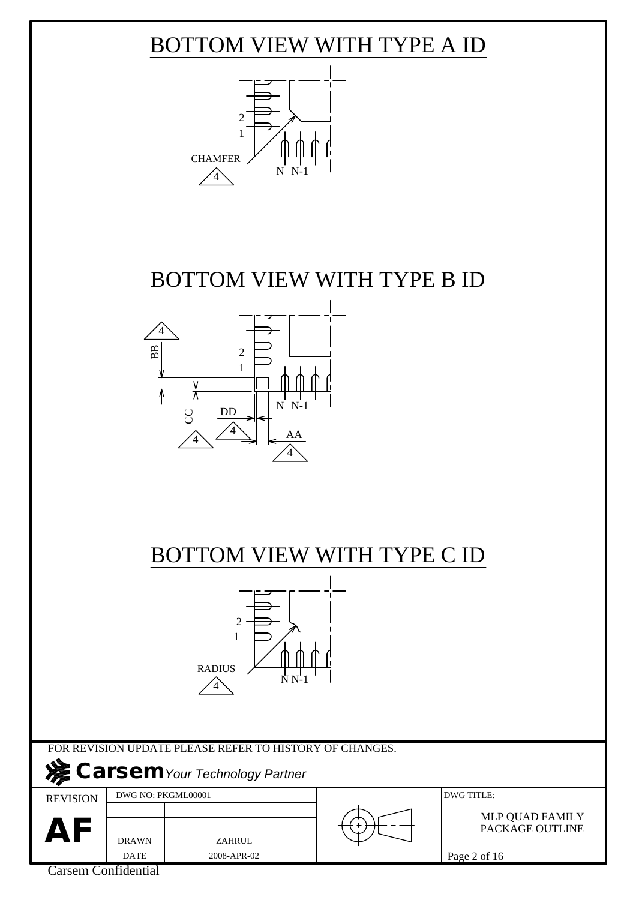# BOTTOM VIEW WITH TYPE A ID

2
1
CHAMFER
4
N N-1

# BOTTOM VIEW WITH TYPE B ID

4
BB
2
1
N N-1
CC
DD
4
4
AA
4

# BOTTOM VIEW WITH TYPE C ID

2
1
RADIUS
4
N N-1

FOR REVISION UPDATE PLEASE REFER TO HISTORY OF CHANGES.

**Carsem** *Your Technology Partner*

| REVISION | DWG NO: PKGML00001 | | | DWG TITLE: |
|---|---|---|---|---|
| **AF** | | | | MLP QUAD FAMILY PACKAGE OUTLINE |
| | | | | |
| | DRAWN | ZAHRUL | | |
| | DATE | 2008-APR-02 | | Page 2 of 16 |

Carsem Confidential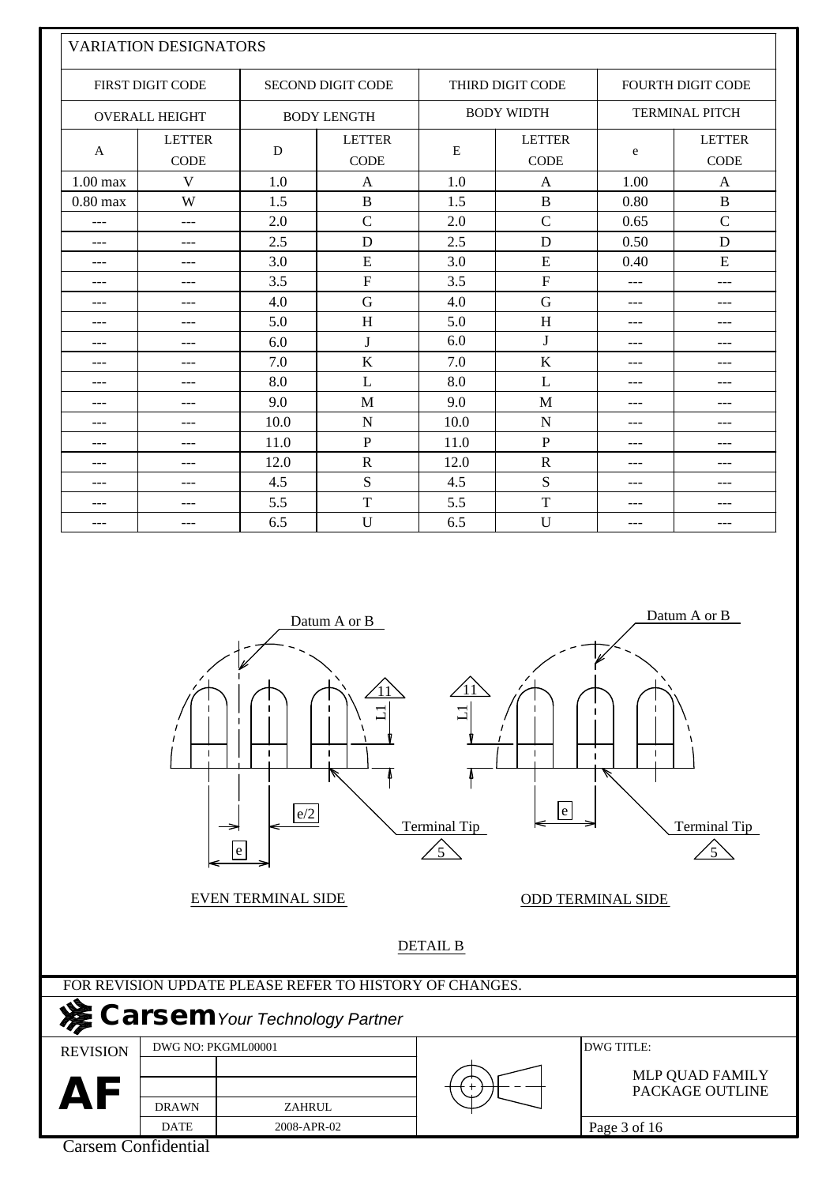## VARIATION DESIGNATORS

| FIRST DIGIT CODE | | SECOND DIGIT CODE | | THIRD DIGIT CODE | | FOURTH DIGIT CODE | |
|---|---|---|---|---|---|---|---|
| OVERALL HEIGHT | | BODY LENGTH | | BODY WIDTH | | TERMINAL PITCH | |
| A | LETTER CODE | D | LETTER CODE | E | LETTER CODE | e | LETTER CODE |
| 1.00 max | V | 1.0 | A | 1.0 | A | 1.00 | A |
| 0.80 max | W | 1.5 | B | 1.5 | B | 0.80 | B |
| --- | --- | 2.0 | C | 2.0 | C | 0.65 | C |
| --- | --- | 2.5 | D | 2.5 | D | 0.50 | D |
| --- | --- | 3.0 | E | 3.0 | E | 0.40 | E |
| --- | --- | 3.5 | F | 3.5 | F | --- | --- |
| --- | --- | 4.0 | G | 4.0 | G | --- | --- |
| --- | --- | 5.0 | H | 5.0 | H | --- | --- |
| --- | --- | 6.0 | J | 6.0 | J | --- | --- |
| --- | --- | 7.0 | K | 7.0 | K | --- | --- |
| --- | --- | 8.0 | L | 8.0 | L | --- | --- |
| --- | --- | 9.0 | M | 9.0 | M | --- | --- |
| --- | --- | 10.0 | N | 10.0 | N | --- | --- |
| --- | --- | 11.0 | P | 11.0 | P | --- | --- |
| --- | --- | 12.0 | R | 12.0 | R | --- | --- |
| --- | --- | 4.5 | S | 4.5 | S | --- | --- |
| --- | --- | 5.5 | T | 5.5 | T | --- | --- |
| --- | --- | 6.5 | U | 6.5 | U | --- | --- |

Datum A or B

11 L1

e/2

e

Terminal Tip 5

EVEN TERMINAL SIDE

ODD TERMINAL SIDE

DETAIL B

FOR REVISION UPDATE PLEASE REFER TO HISTORY OF CHANGES.

**Carsem** *Your Technology Partner*

| REVISION | DWG NO: PKGML00001 | | DWG TITLE: |
|---|---|---|---|
| **AF** | DRAWN | ZAHRUL | MLP QUAD FAMILY PACKAGE OUTLINE |
| | DATE | 2008-APR-02 | |

Carsem Confidential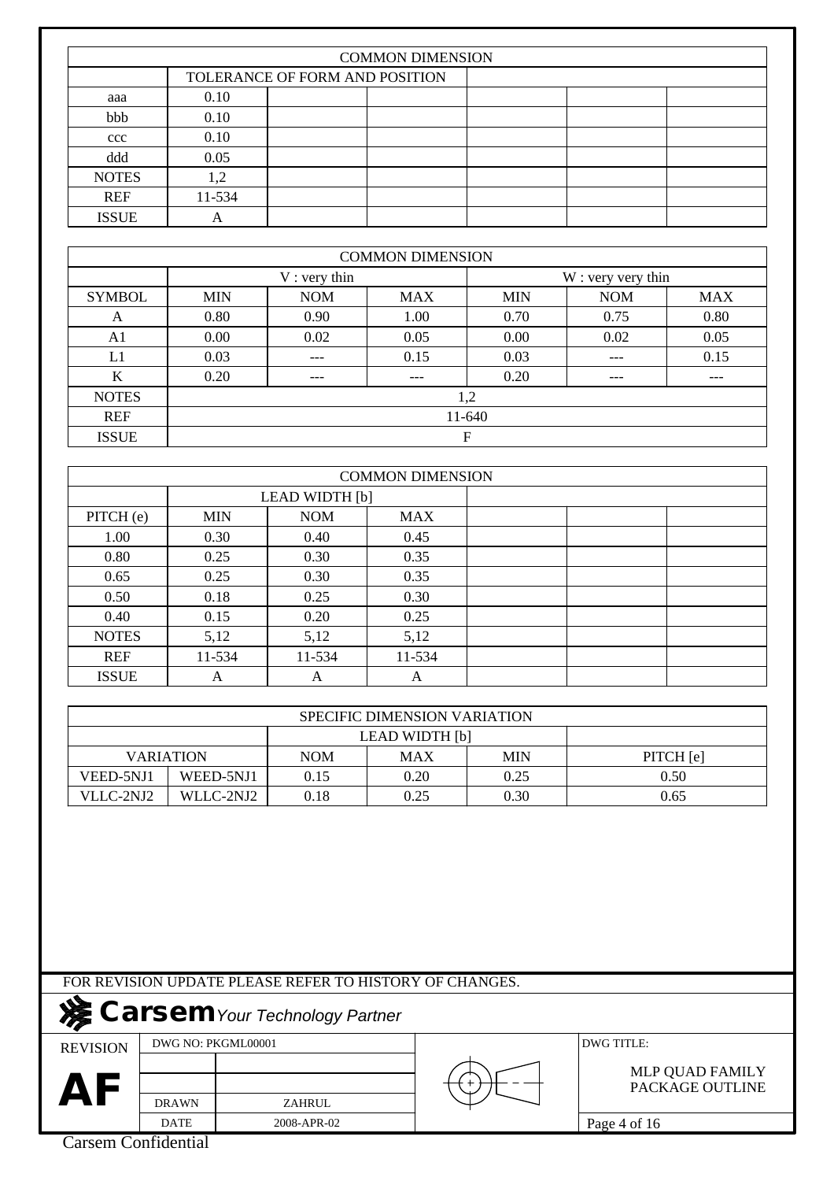| COMMON DIMENSION | | | | | | |
|---|---|---|---|---|---|---|
| | TOLERANCE OF FORM AND POSITION | | | | | |
| aaa | 0.10 | | | | | |
| bbb | 0.10 | | | | | |
| ccc | 0.10 | | | | | |
| ddd | 0.05 | | | | | |
| NOTES | 1,2 | | | | | |
| REF | 11-534 | | | | | |
| ISSUE | A | | | | | |

| COMMON DIMENSION | | | | | | |
|---|---|---|---|---|---|---|
| | V : very thin | | | W : very very thin | | |
| SYMBOL | MIN | NOM | MAX | MIN | NOM | MAX |
| A | 0.80 | 0.90 | 1.00 | 0.70 | 0.75 | 0.80 |
| A1 | 0.00 | 0.02 | 0.05 | 0.00 | 0.02 | 0.05 |
| L1 | 0.03 | --- | 0.15 | 0.03 | --- | 0.15 |
| K | 0.20 | --- | --- | 0.20 | --- | --- |
| NOTES | 1,2 | | | | | |
| REF | 11-640 | | | | | |
| ISSUE | F | | | | | |

| COMMON DIMENSION | | | | | | |
|---|---|---|---|---|---|---|
| | LEAD WIDTH [b] | | | | | |
| PITCH (e) | MIN | NOM | MAX | | | |
| 1.00 | 0.30 | 0.40 | 0.45 | | | |
| 0.80 | 0.25 | 0.30 | 0.35 | | | |
| 0.65 | 0.25 | 0.30 | 0.35 | | | |
| 0.50 | 0.18 | 0.25 | 0.30 | | | |
| 0.40 | 0.15 | 0.20 | 0.25 | | | |
| NOTES | 5,12 | 5,12 | 5,12 | | | |
| REF | 11-534 | 11-534 | 11-534 | | | |
| ISSUE | A | A | A | | | |

| SPECIFIC DIMENSION VARIATION | | | | | |
|---|---|---|---|---|---|
| | | LEAD WIDTH [b] | | | |
| VARIATION | | NOM | MAX | MIN | PITCH [e] |
| VEED-5NJ1 | WEED-5NJ1 | 0.15 | 0.20 | 0.25 | 0.50 |
| VLLC-2NJ2 | WLLC-2NJ2 | 0.18 | 0.25 | 0.30 | 0.65 |

FOR REVISION UPDATE PLEASE REFER TO HISTORY OF CHANGES.

**Carsem** *Your Technology Partner*

| REVISION | DWG NO: PKGML00001 | | DWG TITLE: |
|---|---|---|---|
| **AF** | | | MLP QUAD FAMILY PACKAGE OUTLINE |
| | DRAWN | ZAHRUL | |
| | DATE | 2008-APR-02 | |

Carsem Confidential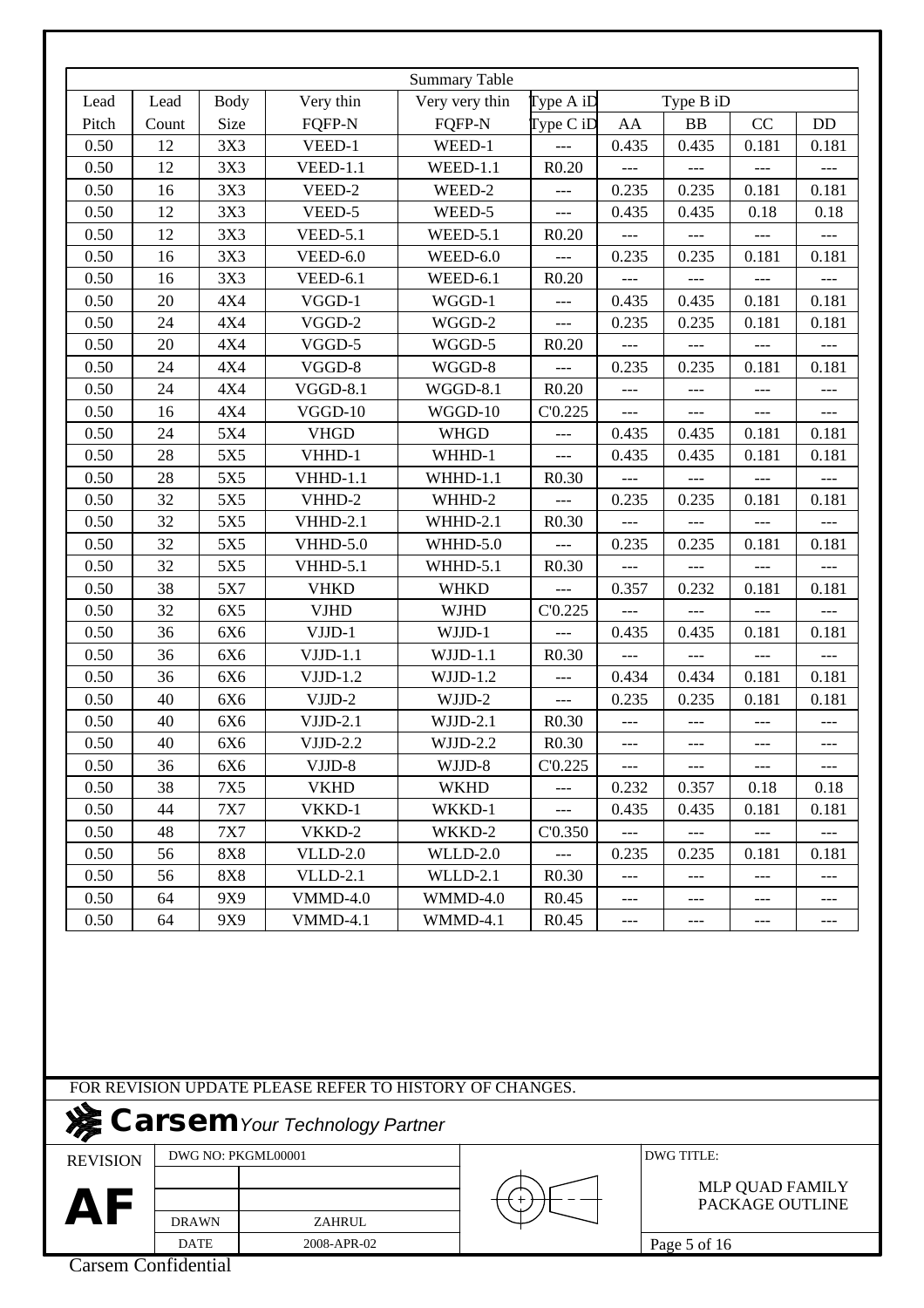| Summary Table | | | | | | | | | |
|---|---|---|---|---|---|---|---|---|---|
| Lead | Lead | Body | Very thin | Very very thin | Type A iD | Type B iD | | | |
| Pitch | Count | Size | FQFP-N | FQFP-N | Type C iD | AA | BB | CC | DD |
| 0.50 | 12 | 3X3 | VEED-1 | WEED-1 | --- | 0.435 | 0.435 | 0.181 | 0.181 |
| 0.50 | 12 | 3X3 | VEED-1.1 | WEED-1.1 | R0.20 | --- | --- | --- | --- |
| 0.50 | 16 | 3X3 | VEED-2 | WEED-2 | --- | 0.235 | 0.235 | 0.181 | 0.181 |
| 0.50 | 12 | 3X3 | VEED-5 | WEED-5 | --- | 0.435 | 0.435 | 0.18 | 0.18 |
| 0.50 | 12 | 3X3 | VEED-5.1 | WEED-5.1 | R0.20 | --- | --- | --- | --- |
| 0.50 | 16 | 3X3 | VEED-6.0 | WEED-6.0 | --- | 0.235 | 0.235 | 0.181 | 0.181 |
| 0.50 | 16 | 3X3 | VEED-6.1 | WEED-6.1 | R0.20 | --- | --- | --- | --- |
| 0.50 | 20 | 4X4 | VGGD-1 | WGGD-1 | --- | 0.435 | 0.435 | 0.181 | 0.181 |
| 0.50 | 24 | 4X4 | VGGD-2 | WGGD-2 | --- | 0.235 | 0.235 | 0.181 | 0.181 |
| 0.50 | 20 | 4X4 | VGGD-5 | WGGD-5 | R0.20 | --- | --- | --- | --- |
| 0.50 | 24 | 4X4 | VGGD-8 | WGGD-8 | --- | 0.235 | 0.235 | 0.181 | 0.181 |
| 0.50 | 24 | 4X4 | VGGD-8.1 | WGGD-8.1 | R0.20 | --- | --- | --- | --- |
| 0.50 | 16 | 4X4 | VGGD-10 | WGGD-10 | C'0.225 | --- | --- | --- | --- |
| 0.50 | 24 | 5X4 | VHGD | WHGD | --- | 0.435 | 0.435 | 0.181 | 0.181 |
| 0.50 | 28 | 5X5 | VHHD-1 | WHHD-1 | --- | 0.435 | 0.435 | 0.181 | 0.181 |
| 0.50 | 28 | 5X5 | VHHD-1.1 | WHHD-1.1 | R0.30 | --- | --- | --- | --- |
| 0.50 | 32 | 5X5 | VHHD-2 | WHHD-2 | --- | 0.235 | 0.235 | 0.181 | 0.181 |
| 0.50 | 32 | 5X5 | VHHD-2.1 | WHHD-2.1 | R0.30 | --- | --- | --- | --- |
| 0.50 | 32 | 5X5 | VHHD-5.0 | WHHD-5.0 | --- | 0.235 | 0.235 | 0.181 | 0.181 |
| 0.50 | 32 | 5X5 | VHHD-5.1 | WHHD-5.1 | R0.30 | --- | --- | --- | --- |
| 0.50 | 38 | 5X7 | VHKD | WHKD | --- | 0.357 | 0.232 | 0.181 | 0.181 |
| 0.50 | 32 | 6X5 | VJHD | WJHD | C'0.225 | --- | --- | --- | --- |
| 0.50 | 36 | 6X6 | VJJD-1 | WJJD-1 | --- | 0.435 | 0.435 | 0.181 | 0.181 |
| 0.50 | 36 | 6X6 | VJJD-1.1 | WJJD-1.1 | R0.30 | --- | --- | --- | --- |
| 0.50 | 36 | 6X6 | VJJD-1.2 | WJJD-1.2 | --- | 0.434 | 0.434 | 0.181 | 0.181 |
| 0.50 | 40 | 6X6 | VJJD-2 | WJJD-2 | --- | 0.235 | 0.235 | 0.181 | 0.181 |
| 0.50 | 40 | 6X6 | VJJD-2.1 | WJJD-2.1 | R0.30 | --- | --- | --- | --- |
| 0.50 | 40 | 6X6 | VJJD-2.2 | WJJD-2.2 | R0.30 | --- | --- | --- | --- |
| 0.50 | 36 | 6X6 | VJJD-8 | WJJD-8 | C'0.225 | --- | --- | --- | --- |
| 0.50 | 38 | 7X5 | VKHD | WKHD | --- | 0.232 | 0.357 | 0.18 | 0.18 |
| 0.50 | 44 | 7X7 | VKKD-1 | WKKD-1 | --- | 0.435 | 0.435 | 0.181 | 0.181 |
| 0.50 | 48 | 7X7 | VKKD-2 | WKKD-2 | C'0.350 | --- | --- | --- | --- |
| 0.50 | 56 | 8X8 | VLLD-2.0 | WLLD-2.0 | --- | 0.235 | 0.235 | 0.181 | 0.181 |
| 0.50 | 56 | 8X8 | VLLD-2.1 | WLLD-2.1 | R0.30 | --- | --- | --- | --- |
| 0.50 | 64 | 9X9 | VMMD-4.0 | WMMD-4.0 | R0.45 | --- | --- | --- | --- |
| 0.50 | 64 | 9X9 | VMMD-4.1 | WMMD-4.1 | R0.45 | --- | --- | --- | --- |

FOR REVISION UPDATE PLEASE REFER TO HISTORY OF CHANGES.

**Carsem** *Your Technology Partner*

| REVISION | DWG NO: PKGML00001 | | DWG TITLE: |
|---|---|---|---|
| **AF** | DRAWN | ZAHRUL | MLP QUAD FAMILY PACKAGE OUTLINE |
| | DATE | 2008-APR-02 | Page 5 of 16 |

Carsem Confidential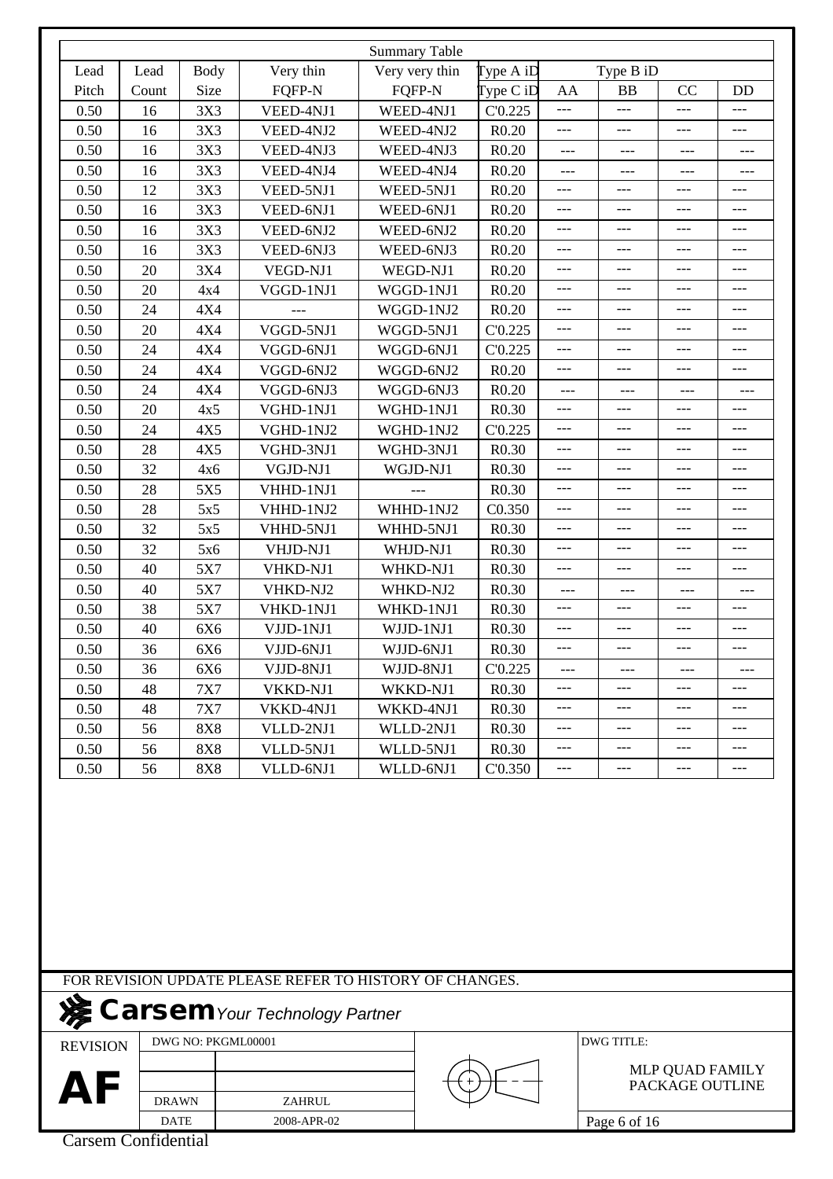| Summary Table | | | | | | | | | |
|---|---|---|---|---|---|---|---|---|---|
| Lead | Lead | Body | Very thin | Very very thin | Type A iD | Type B iD | | | |
| Pitch | Count | Size | FQFP-N | FQFP-N | Type C iD | AA | BB | CC | DD |
| 0.50 | 16 | 3X3 | VEED-4NJ1 | WEED-4NJ1 | C'0.225 | --- | --- | --- | --- |
| 0.50 | 16 | 3X3 | VEED-4NJ2 | WEED-4NJ2 | R0.20 | --- | --- | --- | --- |
| 0.50 | 16 | 3X3 | VEED-4NJ3 | WEED-4NJ3 | R0.20 | --- | --- | --- | --- |
| 0.50 | 16 | 3X3 | VEED-4NJ4 | WEED-4NJ4 | R0.20 | --- | --- | --- | --- |
| 0.50 | 12 | 3X3 | VEED-5NJ1 | WEED-5NJ1 | R0.20 | --- | --- | --- | --- |
| 0.50 | 16 | 3X3 | VEED-6NJ1 | WEED-6NJ1 | R0.20 | --- | --- | --- | --- |
| 0.50 | 16 | 3X3 | VEED-6NJ2 | WEED-6NJ2 | R0.20 | --- | --- | --- | --- |
| 0.50 | 16 | 3X3 | VEED-6NJ3 | WEED-6NJ3 | R0.20 | --- | --- | --- | --- |
| 0.50 | 20 | 3X4 | VEGD-NJ1 | WEGD-NJ1 | R0.20 | --- | --- | --- | --- |
| 0.50 | 20 | 4x4 | VGGD-1NJ1 | WGGD-1NJ1 | R0.20 | --- | --- | --- | --- |
| 0.50 | 24 | 4X4 | --- | WGGD-1NJ2 | R0.20 | --- | --- | --- | --- |
| 0.50 | 20 | 4X4 | VGGD-5NJ1 | WGGD-5NJ1 | C'0.225 | --- | --- | --- | --- |
| 0.50 | 24 | 4X4 | VGGD-6NJ1 | WGGD-6NJ1 | C'0.225 | --- | --- | --- | --- |
| 0.50 | 24 | 4X4 | VGGD-6NJ2 | WGGD-6NJ2 | R0.20 | --- | --- | --- | --- |
| 0.50 | 24 | 4X4 | VGGD-6NJ3 | WGGD-6NJ3 | R0.20 | --- | --- | --- | --- |
| 0.50 | 20 | 4x5 | VGHD-1NJ1 | WGHD-1NJ1 | R0.30 | --- | --- | --- | --- |
| 0.50 | 24 | 4X5 | VGHD-1NJ2 | WGHD-1NJ2 | C'0.225 | --- | --- | --- | --- |
| 0.50 | 28 | 4X5 | VGHD-3NJ1 | WGHD-3NJ1 | R0.30 | --- | --- | --- | --- |
| 0.50 | 32 | 4x6 | VGJD-NJ1 | WGJD-NJ1 | R0.30 | --- | --- | --- | --- |
| 0.50 | 28 | 5X5 | VHHD-1NJ1 | --- | R0.30 | --- | --- | --- | --- |
| 0.50 | 28 | 5x5 | VHHD-1NJ2 | WHHD-1NJ2 | C0.350 | --- | --- | --- | --- |
| 0.50 | 32 | 5x5 | VHHD-5NJ1 | WHHD-5NJ1 | R0.30 | --- | --- | --- | --- |
| 0.50 | 32 | 5x6 | VHJD-NJ1 | WHJD-NJ1 | R0.30 | --- | --- | --- | --- |
| 0.50 | 40 | 5X7 | VHKD-NJ1 | WHKD-NJ1 | R0.30 | --- | --- | --- | --- |
| 0.50 | 40 | 5X7 | VHKD-NJ2 | WHKD-NJ2 | R0.30 | --- | --- | --- | --- |
| 0.50 | 38 | 5X7 | VHKD-1NJ1 | WHKD-1NJ1 | R0.30 | --- | --- | --- | --- |
| 0.50 | 40 | 6X6 | VJJD-1NJ1 | WJJD-1NJ1 | R0.30 | --- | --- | --- | --- |
| 0.50 | 36 | 6X6 | VJJD-6NJ1 | WJJD-6NJ1 | R0.30 | --- | --- | --- | --- |
| 0.50 | 36 | 6X6 | VJJD-8NJ1 | WJJD-8NJ1 | C'0.225 | --- | --- | --- | --- |
| 0.50 | 48 | 7X7 | VKKD-NJ1 | WKKD-NJ1 | R0.30 | --- | --- | --- | --- |
| 0.50 | 48 | 7X7 | VKKD-4NJ1 | WKKD-4NJ1 | R0.30 | --- | --- | --- | --- |
| 0.50 | 56 | 8X8 | VLLD-2NJ1 | WLLD-2NJ1 | R0.30 | --- | --- | --- | --- |
| 0.50 | 56 | 8X8 | VLLD-5NJ1 | WLLD-5NJ1 | R0.30 | --- | --- | --- | --- |
| 0.50 | 56 | 8X8 | VLLD-6NJ1 | WLLD-6NJ1 | C'0.350 | --- | --- | --- | --- |

FOR REVISION UPDATE PLEASE REFER TO HISTORY OF CHANGES.

**Carsem** *Your Technology Partner*

| REVISION | DWG NO: PKGML00001 | | DWG TITLE: |
|---|---|---|---|
| **AF** | DRAWN | ZAHRUL | MLP QUAD FAMILY PACKAGE OUTLINE |
| | DATE | 2008-APR-02 | Page 6 of 16 |

Carsem Confidential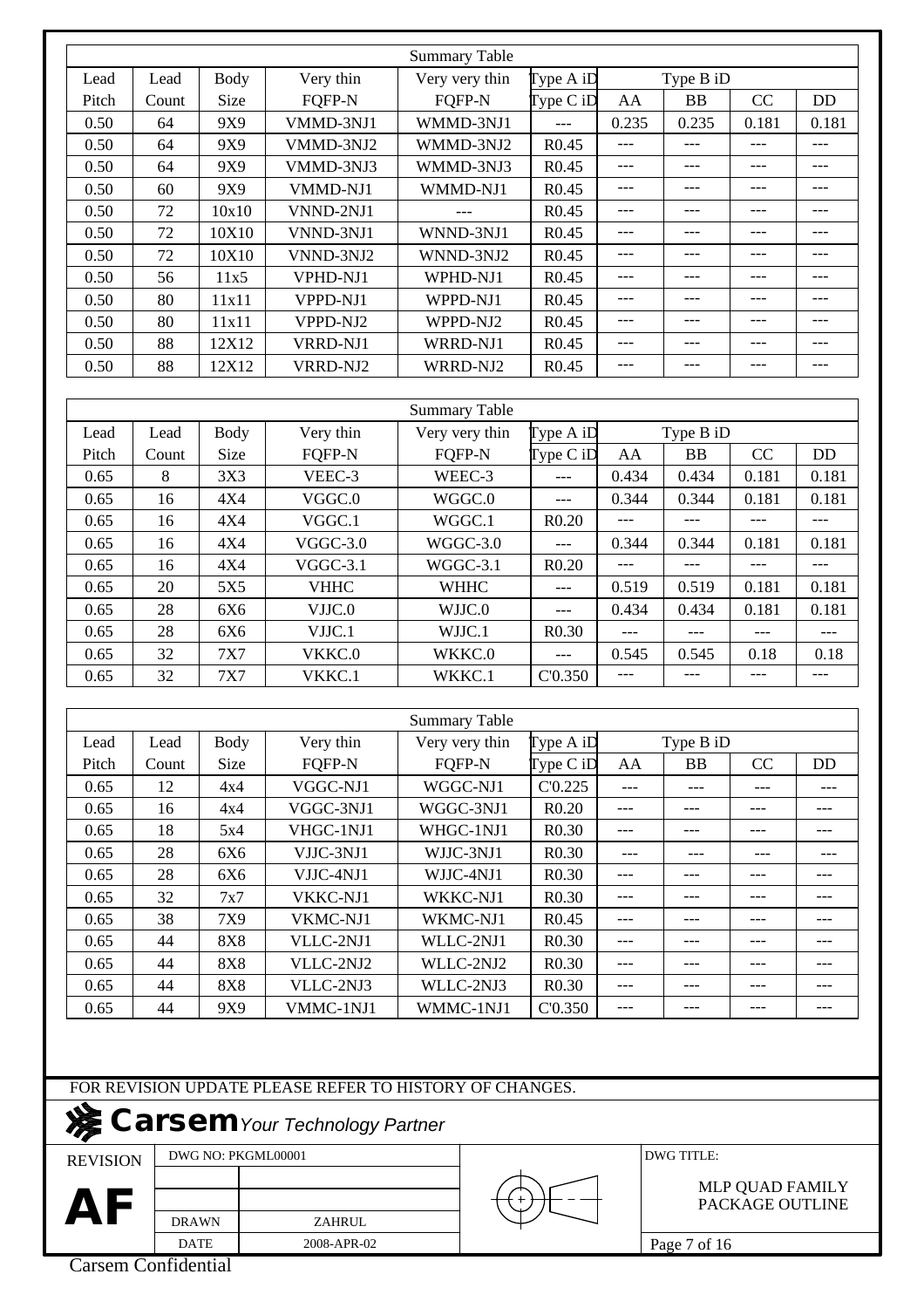| Summary Table | | | | | | | | | |
|---|---|---|---|---|---|---|---|---|---|
| Lead | Lead | Body | Very thin | Very very thin | Type A iD | Type B iD | | | |
| Pitch | Count | Size | FQFP-N | FQFP-N | Type C iD | AA | BB | CC | DD |
| 0.50 | 64 | 9X9 | VMMD-3NJ1 | WMMD-3NJ1 | --- | 0.235 | 0.235 | 0.181 | 0.181 |
| 0.50 | 64 | 9X9 | VMMD-3NJ2 | WMMD-3NJ2 | R0.45 | --- | --- | --- | --- |
| 0.50 | 64 | 9X9 | VMMD-3NJ3 | WMMD-3NJ3 | R0.45 | --- | --- | --- | --- |
| 0.50 | 60 | 9X9 | VMMD-NJ1 | WMMD-NJ1 | R0.45 | --- | --- | --- | --- |
| 0.50 | 72 | 10x10 | VNND-2NJ1 | --- | R0.45 | --- | --- | --- | --- |
| 0.50 | 72 | 10X10 | VNND-3NJ1 | WNND-3NJ1 | R0.45 | --- | --- | --- | --- |
| 0.50 | 72 | 10X10 | VNND-3NJ2 | WNND-3NJ2 | R0.45 | --- | --- | --- | --- |
| 0.50 | 56 | 11x5 | VPHD-NJ1 | WPHD-NJ1 | R0.45 | --- | --- | --- | --- |
| 0.50 | 80 | 11x11 | VPPD-NJ1 | WPPD-NJ1 | R0.45 | --- | --- | --- | --- |
| 0.50 | 80 | 11x11 | VPPD-NJ2 | WPPD-NJ2 | R0.45 | --- | --- | --- | --- |
| 0.50 | 88 | 12X12 | VRRD-NJ1 | WRRD-NJ1 | R0.45 | --- | --- | --- | --- |
| 0.50 | 88 | 12X12 | VRRD-NJ2 | WRRD-NJ2 | R0.45 | --- | --- | --- | --- |

| Summary Table | | | | | | | | | |
|---|---|---|---|---|---|---|---|---|---|
| Lead | Lead | Body | Very thin | Very very thin | Type A iD | Type B iD | | | |
| Pitch | Count | Size | FQFP-N | FQFP-N | Type C iD | AA | BB | CC | DD |
| 0.65 | 8 | 3X3 | VEEC-3 | WEEC-3 | --- | 0.434 | 0.434 | 0.181 | 0.181 |
| 0.65 | 16 | 4X4 | VGGC.0 | WGGC.0 | --- | 0.344 | 0.344 | 0.181 | 0.181 |
| 0.65 | 16 | 4X4 | VGGC.1 | WGGC.1 | R0.20 | --- | --- | --- | --- |
| 0.65 | 16 | 4X4 | VGGC-3.0 | WGGC-3.0 | --- | 0.344 | 0.344 | 0.181 | 0.181 |
| 0.65 | 16 | 4X4 | VGGC-3.1 | WGGC-3.1 | R0.20 | --- | --- | --- | --- |
| 0.65 | 20 | 5X5 | VHHC | WHHC | --- | 0.519 | 0.519 | 0.181 | 0.181 |
| 0.65 | 28 | 6X6 | VJJC.0 | WJJC.0 | --- | 0.434 | 0.434 | 0.181 | 0.181 |
| 0.65 | 28 | 6X6 | VJJC.1 | WJJC.1 | R0.30 | --- | --- | --- | --- |
| 0.65 | 32 | 7X7 | VKKC.0 | WKKC.0 | --- | 0.545 | 0.545 | 0.18 | 0.18 |
| 0.65 | 32 | 7X7 | VKKC.1 | WKKC.1 | C'0.350 | --- | --- | --- | --- |

| Summary Table | | | | | | | | | |
|---|---|---|---|---|---|---|---|---|---|
| Lead | Lead | Body | Very thin | Very very thin | Type A iD | Type B iD | | | |
| Pitch | Count | Size | FQFP-N | FQFP-N | Type C iD | AA | BB | CC | DD |
| 0.65 | 12 | 4x4 | VGGC-NJ1 | WGGC-NJ1 | C'0.225 | --- | --- | --- | --- |
| 0.65 | 16 | 4x4 | VGGC-3NJ1 | WGGC-3NJ1 | R0.20 | --- | --- | --- | --- |
| 0.65 | 18 | 5x4 | VHGC-1NJ1 | WHGC-1NJ1 | R0.30 | --- | --- | --- | --- |
| 0.65 | 28 | 6X6 | VJJC-3NJ1 | WJJC-3NJ1 | R0.30 | --- | --- | --- | --- |
| 0.65 | 28 | 6X6 | VJJC-4NJ1 | WJJC-4NJ1 | R0.30 | --- | --- | --- | --- |
| 0.65 | 32 | 7x7 | VKKC-NJ1 | WKKC-NJ1 | R0.30 | --- | --- | --- | --- |
| 0.65 | 38 | 7X9 | VKMC-NJ1 | WKMC-NJ1 | R0.45 | --- | --- | --- | --- |
| 0.65 | 44 | 8X8 | VLLC-2NJ1 | WLLC-2NJ1 | R0.30 | --- | --- | --- | --- |
| 0.65 | 44 | 8X8 | VLLC-2NJ2 | WLLC-2NJ2 | R0.30 | --- | --- | --- | --- |
| 0.65 | 44 | 8X8 | VLLC-2NJ3 | WLLC-2NJ3 | R0.30 | --- | --- | --- | --- |
| 0.65 | 44 | 9X9 | VMMC-1NJ1 | WMMC-1NJ1 | C'0.350 | --- | --- | --- | --- |

FOR REVISION UPDATE PLEASE REFER TO HISTORY OF CHANGES.

**Carsem** *Your Technology Partner*

| REVISION | DWG NO: PKGML00001 | | DWG TITLE: |
|---|---|---|---|
| **AF** | DRAWN | ZAHRUL | MLP QUAD FAMILY PACKAGE OUTLINE |
| | DATE | 2008-APR-02 | Page 7 of 16 |

Carsem Confidential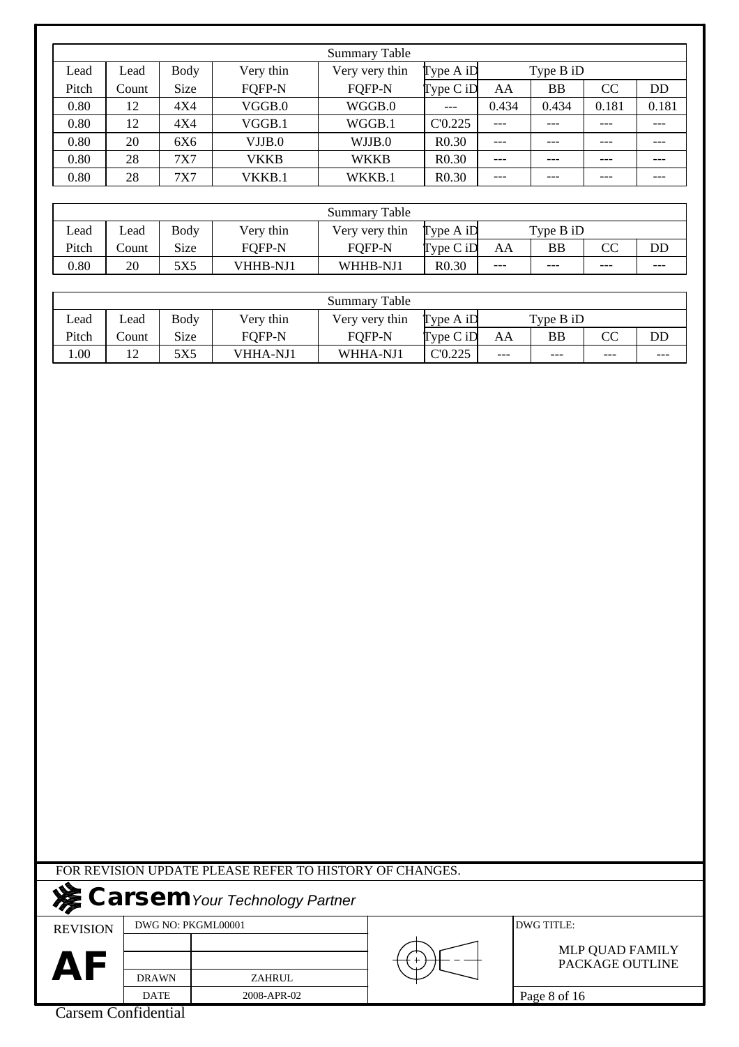| Summary Table | | | | | | | | | |
|---|---|---|---|---|---|---|---|---|---|
| Lead | Lead | Body | Very thin | Very very thin | Type A iD | Type B iD | | | |
| Pitch | Count | Size | FQFP-N | FQFP-N | Type C iD | AA | BB | CC | DD |
| 0.80 | 12 | 4X4 | VGGB.0 | WGGB.0 | --- | 0.434 | 0.434 | 0.181 | 0.181 |
| 0.80 | 12 | 4X4 | VGGB.1 | WGGB.1 | C'0.225 | --- | --- | --- | --- |
| 0.80 | 20 | 6X6 | VJJB.0 | WJJB.0 | R0.30 | --- | --- | --- | --- |
| 0.80 | 28 | 7X7 | VKKB | WKKB | R0.30 | --- | --- | --- | --- |
| 0.80 | 28 | 7X7 | VKKB.1 | WKKB.1 | R0.30 | --- | --- | --- | --- |

| Summary Table | | | | | | | | | |
|---|---|---|---|---|---|---|---|---|---|
| Lead | Lead | Body | Very thin | Very very thin | Type A iD | Type B iD | | | |
| Pitch | Count | Size | FQFP-N | FQFP-N | Type C iD | AA | BB | CC | DD |
| 0.80 | 20 | 5X5 | VHHB-NJ1 | WHHB-NJ1 | R0.30 | --- | --- | --- | --- |

| Summary Table | | | | | | | | | |
|---|---|---|---|---|---|---|---|---|---|
| Lead | Lead | Body | Very thin | Very very thin | Type A iD | Type B iD | | | |
| Pitch | Count | Size | FQFP-N | FQFP-N | Type C iD | AA | BB | CC | DD |
| 1.00 | 12 | 5X5 | VHHA-NJ1 | WHHA-NJ1 | C'0.225 | --- | --- | --- | --- |

FOR REVISION UPDATE PLEASE REFER TO HISTORY OF CHANGES.

**Carsem** *Your Technology Partner*

| REVISION | DWG NO: PKGML00001 | | DWG TITLE: |
|---|---|---|---|
| AF | DRAWN | ZAHRUL | MLP QUAD FAMILY PACKAGE OUTLINE |
| | DATE | 2008-APR-02 | |

Carsem Confidential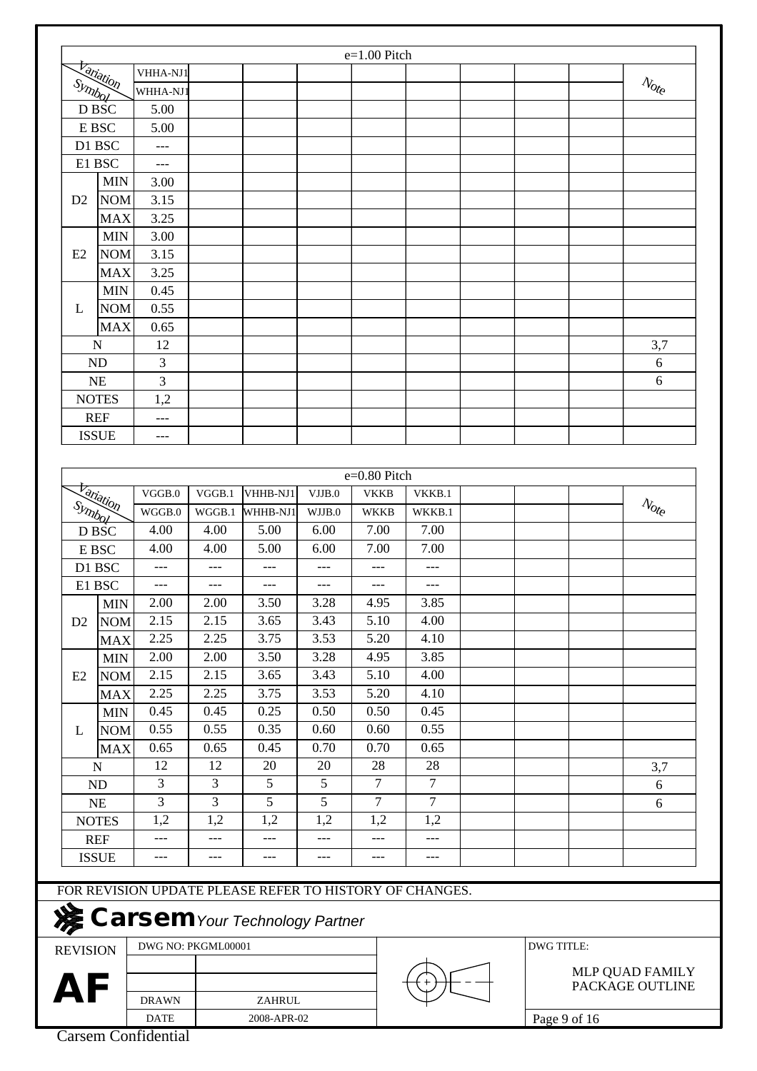| e=1.00 Pitch | | | | | | | | | | | |
|---|---|---|---|---|---|---|---|---|---|---|---|
| Variation | | VHHA-NJ1 | | | | | | | | | Note |
| Symbol | | WHHA-NJ1 | | | | | | | | | |
| D BSC | | 5.00 | | | | | | | | | |
| E BSC | | 5.00 | | | | | | | | | |
| D1 BSC | | --- | | | | | | | | | |
| E1 BSC | | --- | | | | | | | | | |
| D2 | MIN | 3.00 | | | | | | | | | |
| | NOM | 3.15 | | | | | | | | | |
| | MAX | 3.25 | | | | | | | | | |
| E2 | MIN | 3.00 | | | | | | | | | |
| | NOM | 3.15 | | | | | | | | | |
| | MAX | 3.25 | | | | | | | | | |
| L | MIN | 0.45 | | | | | | | | | |
| | NOM | 0.55 | | | | | | | | | |
| | MAX | 0.65 | | | | | | | | | |
| N | | 12 | | | | | | | | | 3,7 |
| ND | | 3 | | | | | | | | | 6 |
| NE | | 3 | | | | | | | | | 6 |
| NOTES | | 1,2 | | | | | | | | | |
| REF | | --- | | | | | | | | | |
| ISSUE | | --- | | | | | | | | | |

| e=0.80 Pitch | | | | | | | | | | | |
|---|---|---|---|---|---|---|---|---|---|---|---|
| Variation | | VGGB.0 | VGGB.1 | VHHB-NJ1 | VJJB.0 | VKKB | VKKB.1 | | | | Note |
| Symbol | | WGGB.0 | WGGB.1 | WHHB-NJ1 | WJJB.0 | WKKB | WKKB.1 | | | | |
| D BSC | | 4.00 | 4.00 | 5.00 | 6.00 | 7.00 | 7.00 | | | | |
| E BSC | | 4.00 | 4.00 | 5.00 | 6.00 | 7.00 | 7.00 | | | | |
| D1 BSC | | --- | --- | --- | --- | --- | --- | | | | |
| E1 BSC | | --- | --- | --- | --- | --- | --- | | | | |
| D2 | MIN | 2.00 | 2.00 | 3.50 | 3.28 | 4.95 | 3.85 | | | | |
| | NOM | 2.15 | 2.15 | 3.65 | 3.43 | 5.10 | 4.00 | | | | |
| | MAX | 2.25 | 2.25 | 3.75 | 3.53 | 5.20 | 4.10 | | | | |
| E2 | MIN | 2.00 | 2.00 | 3.50 | 3.28 | 4.95 | 3.85 | | | | |
| | NOM | 2.15 | 2.15 | 3.65 | 3.43 | 5.10 | 4.00 | | | | |
| | MAX | 2.25 | 2.25 | 3.75 | 3.53 | 5.20 | 4.10 | | | | |
| L | MIN | 0.45 | 0.45 | 0.25 | 0.50 | 0.50 | 0.45 | | | | |
| | NOM | 0.55 | 0.55 | 0.35 | 0.60 | 0.60 | 0.55 | | | | |
| | MAX | 0.65 | 0.65 | 0.45 | 0.70 | 0.70 | 0.65 | | | | |
| N | | 12 | 12 | 20 | 20 | 28 | 28 | | | | 3,7 |
| ND | | 3 | 3 | 5 | 5 | 7 | 7 | | | | 6 |
| NE | | 3 | 3 | 5 | 5 | 7 | 7 | | | | 6 |
| NOTES | | 1,2 | 1,2 | 1,2 | 1,2 | 1,2 | 1,2 | | | | |
| REF | | --- | --- | --- | --- | --- | --- | | | | |
| ISSUE | | --- | --- | --- | --- | --- | --- | | | | |

FOR REVISION UPDATE PLEASE REFER TO HISTORY OF CHANGES.

**Carsem** *Your Technology Partner*

| REVISION | DWG NO: PKGML00001 | | DWG TITLE: |
|---|---|---|---|
| **AF** | | | MLP QUAD FAMILY PACKAGE OUTLINE |
| | DRAWN | ZAHRUL | |
| | DATE | 2008-APR-02 | |

Carsem Confidential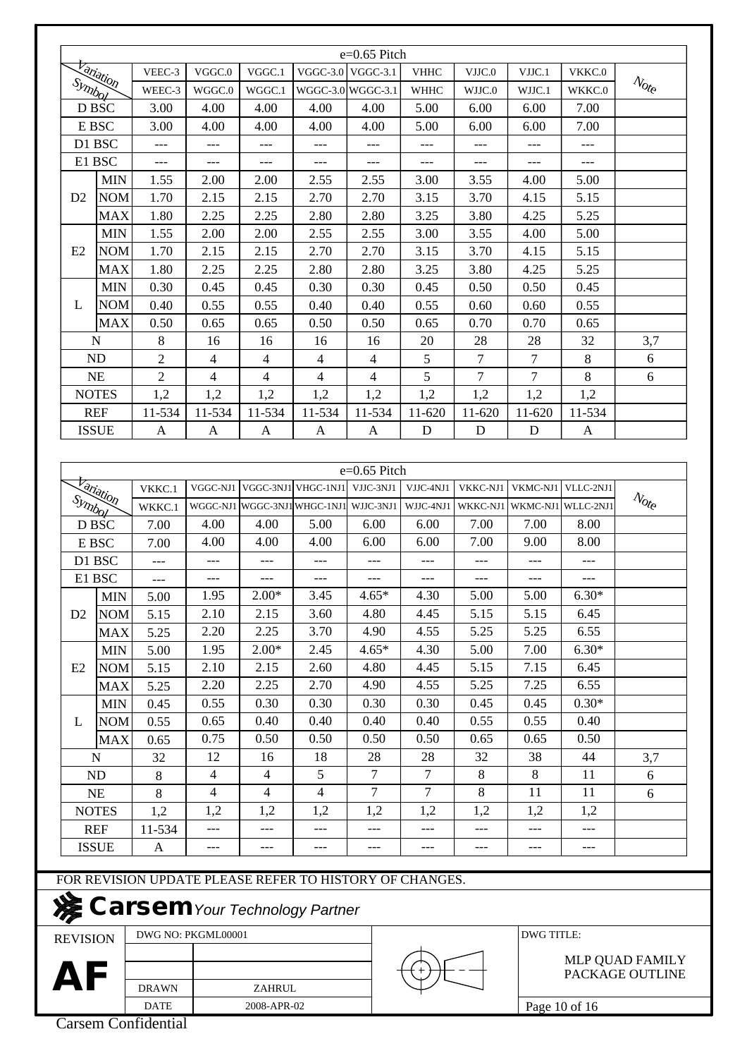| Symbol \ Variation | | e=0.65 Pitch | | | | | | | | | Note |
|---|---|---|---|---|---|---|---|---|---|---|---|
| | | VEEC-3 | VGGC.0 | VGGC.1 | VGGC-3.0 | VGGC-3.1 | VHHC | VJJC.0 | VJJC.1 | VKKC.0 | |
| | | WEEC-3 | WGGC.0 | WGGC.1 | WGGC-3.0 | WGGC-3.1 | WHHC | WJJC.0 | WJJC.1 | WKKC.0 | |
| D BSC | | 3.00 | 4.00 | 4.00 | 4.00 | 4.00 | 5.00 | 6.00 | 6.00 | 7.00 | |
| E BSC | | 3.00 | 4.00 | 4.00 | 4.00 | 4.00 | 5.00 | 6.00 | 6.00 | 7.00 | |
| D1 BSC | | --- | --- | --- | --- | --- | --- | --- | --- | --- | |
| E1 BSC | | --- | --- | --- | --- | --- | --- | --- | --- | --- | |
| D2 | MIN | 1.55 | 2.00 | 2.00 | 2.55 | 2.55 | 3.00 | 3.55 | 4.00 | 5.00 | |
| | NOM | 1.70 | 2.15 | 2.15 | 2.70 | 2.70 | 3.15 | 3.70 | 4.15 | 5.15 | |
| | MAX | 1.80 | 2.25 | 2.25 | 2.80 | 2.80 | 3.25 | 3.80 | 4.25 | 5.25 | |
| E2 | MIN | 1.55 | 2.00 | 2.00 | 2.55 | 2.55 | 3.00 | 3.55 | 4.00 | 5.00 | |
| | NOM | 1.70 | 2.15 | 2.15 | 2.70 | 2.70 | 3.15 | 3.70 | 4.15 | 5.15 | |
| | MAX | 1.80 | 2.25 | 2.25 | 2.80 | 2.80 | 3.25 | 3.80 | 4.25 | 5.25 | |
| L | MIN | 0.30 | 0.45 | 0.45 | 0.30 | 0.30 | 0.45 | 0.50 | 0.50 | 0.45 | |
| | NOM | 0.40 | 0.55 | 0.55 | 0.40 | 0.40 | 0.55 | 0.60 | 0.60 | 0.55 | |
| | MAX | 0.50 | 0.65 | 0.65 | 0.50 | 0.50 | 0.65 | 0.70 | 0.70 | 0.65 | |
| N | | 8 | 16 | 16 | 16 | 16 | 20 | 28 | 28 | 32 | 3,7 |
| ND | | 2 | 4 | 4 | 4 | 4 | 5 | 7 | 7 | 8 | 6 |
| NE | | 2 | 4 | 4 | 4 | 4 | 5 | 7 | 7 | 8 | 6 |
| NOTES | | 1,2 | 1,2 | 1,2 | 1,2 | 1,2 | 1,2 | 1,2 | 1,2 | 1,2 | |
| REF | | 11-534 | 11-534 | 11-534 | 11-534 | 11-534 | 11-620 | 11-620 | 11-620 | 11-534 | |
| ISSUE | | A | A | A | A | A | D | D | D | A | |

| Symbol \ Variation | | e=0.65 Pitch | | | | | | | | | Note |
|---|---|---|---|---|---|---|---|---|---|---|---|
| | | VKKC.1 | VGGC-NJ1 | VGGC-3NJ1 | VHGC-1NJ1 | VJJC-3NJ1 | VJJC-4NJ1 | VKKC-NJ1 | VKMC-NJ1 | VLLC-2NJ1 | |
| | | WKKC.1 | WGGC-NJ1 | WGGC-3NJ1 | WHGC-1NJ1 | WJJC-3NJ1 | WJJC-4NJ1 | WKKC-NJ1 | WKMC-NJ1 | WLLC-2NJ1 | |
| D BSC | | 7.00 | 4.00 | 4.00 | 5.00 | 6.00 | 6.00 | 7.00 | 7.00 | 8.00 | |
| E BSC | | 7.00 | 4.00 | 4.00 | 4.00 | 6.00 | 6.00 | 7.00 | 9.00 | 8.00 | |
| D1 BSC | | --- | --- | --- | --- | --- | --- | --- | --- | --- | |
| E1 BSC | | --- | --- | --- | --- | --- | --- | --- | --- | --- | |
| D2 | MIN | 5.00 | 1.95 | 2.00* | 3.45 | 4.65* | 4.30 | 5.00 | 5.00 | 6.30* | |
| | NOM | 5.15 | 2.10 | 2.15 | 3.60 | 4.80 | 4.45 | 5.15 | 5.15 | 6.45 | |
| | MAX | 5.25 | 2.20 | 2.25 | 3.70 | 4.90 | 4.55 | 5.25 | 5.25 | 6.55 | |
| E2 | MIN | 5.00 | 1.95 | 2.00* | 2.45 | 4.65* | 4.30 | 5.00 | 7.00 | 6.30* | |
| | NOM | 5.15 | 2.10 | 2.15 | 2.60 | 4.80 | 4.45 | 5.15 | 7.15 | 6.45 | |
| | MAX | 5.25 | 2.20 | 2.25 | 2.70 | 4.90 | 4.55 | 5.25 | 7.25 | 6.55 | |
| L | MIN | 0.45 | 0.55 | 0.30 | 0.30 | 0.30 | 0.30 | 0.45 | 0.45 | 0.30* | |
| | NOM | 0.55 | 0.65 | 0.40 | 0.40 | 0.40 | 0.40 | 0.55 | 0.55 | 0.40 | |
| | MAX | 0.65 | 0.75 | 0.50 | 0.50 | 0.50 | 0.50 | 0.65 | 0.65 | 0.50 | |
| N | | 32 | 12 | 16 | 18 | 28 | 28 | 32 | 38 | 44 | 3,7 |
| ND | | 8 | 4 | 4 | 5 | 7 | 7 | 8 | 8 | 11 | 6 |
| NE | | 8 | 4 | 4 | 4 | 7 | 7 | 8 | 11 | 11 | 6 |
| NOTES | | 1,2 | 1,2 | 1,2 | 1,2 | 1,2 | 1,2 | 1,2 | 1,2 | 1,2 | |
| REF | | 11-534 | --- | --- | --- | --- | --- | --- | --- | --- | |
| ISSUE | | A | --- | --- | --- | --- | --- | --- | --- | --- | |

FOR REVISION UPDATE PLEASE REFER TO HISTORY OF CHANGES.

**Carsem** *Your Technology Partner*

| REVISION | DWG NO: PKGML00001 | | DWG TITLE: |
|---|---|---|---|
| **AF** | DRAWN | ZAHRUL | MLP QUAD FAMILY PACKAGE OUTLINE |
| | DATE | 2008-APR-02 | |

Carsem Confidential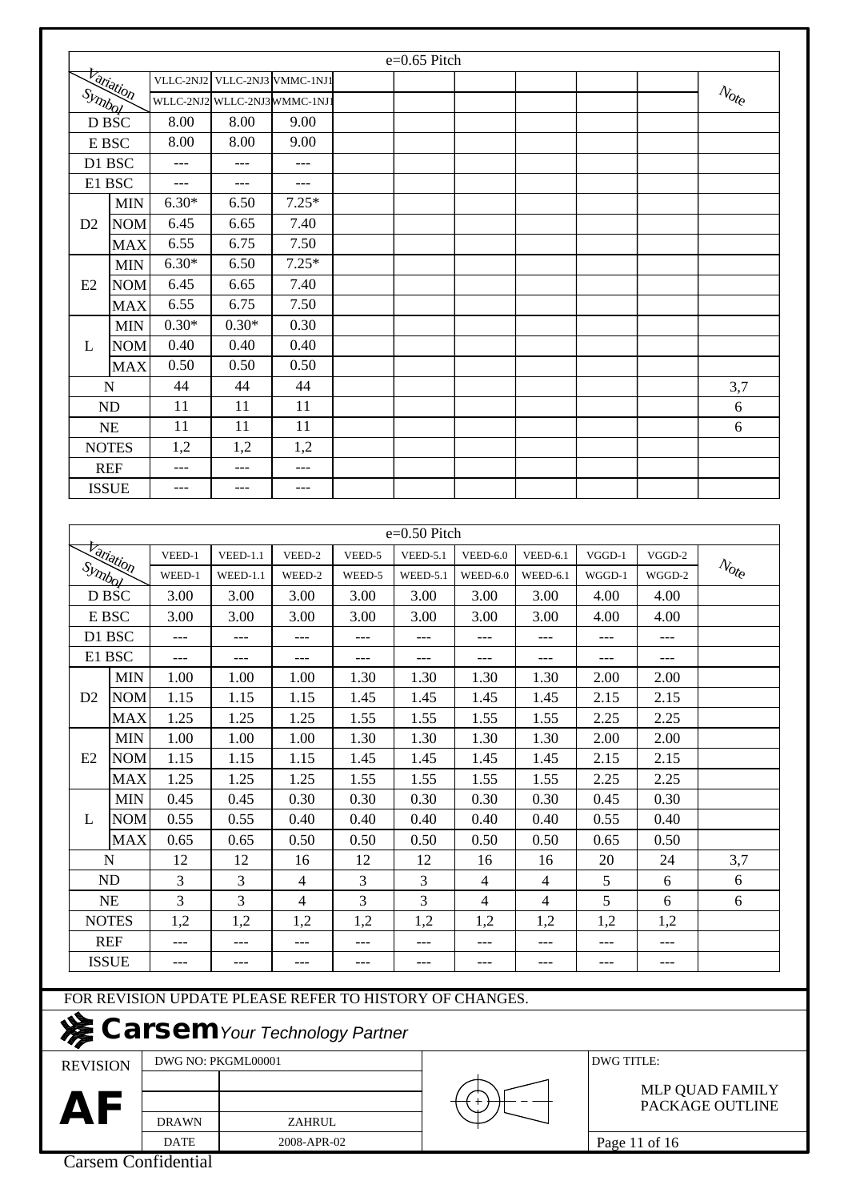| e=0.65 Pitch | | | | | | | | | | | |
|---|---|---|---|---|---|---|---|---|---|---|---|
| Variation / Symbol | | VLLC-2NJ2 / WLLC-2NJ2 | VLLC-2NJ3 / WLLC-2NJ3 | VMMC-1NJ1 / WMMC-1NJ1 | | | | | | | Note |
| D BSC | | 8.00 | 8.00 | 9.00 | | | | | | | |
| E BSC | | 8.00 | 8.00 | 9.00 | | | | | | | |
| D1 BSC | | --- | --- | --- | | | | | | | |
| E1 BSC | | --- | --- | --- | | | | | | | |
| D2 | MIN | 6.30* | 6.50 | 7.25* | | | | | | | |
| | NOM | 6.45 | 6.65 | 7.40 | | | | | | | |
| | MAX | 6.55 | 6.75 | 7.50 | | | | | | | |
| E2 | MIN | 6.30* | 6.50 | 7.25* | | | | | | | |
| | NOM | 6.45 | 6.65 | 7.40 | | | | | | | |
| | MAX | 6.55 | 6.75 | 7.50 | | | | | | | |
| L | MIN | 0.30* | 0.30* | 0.30 | | | | | | | |
| | NOM | 0.40 | 0.40 | 0.40 | | | | | | | |
| | MAX | 0.50 | 0.50 | 0.50 | | | | | | | |
| N | | 44 | 44 | 44 | | | | | | | 3,7 |
| ND | | 11 | 11 | 11 | | | | | | | 6 |
| NE | | 11 | 11 | 11 | | | | | | | 6 |
| NOTES | | 1,2 | 1,2 | 1,2 | | | | | | | |
| REF | | --- | --- | --- | | | | | | | |
| ISSUE | | --- | --- | --- | | | | | | | |

| e=0.50 Pitch | | | | | | | | | | | |
|---|---|---|---|---|---|---|---|---|---|---|---|
| Variation / Symbol | | VEED-1 / WEED-1 | VEED-1.1 / WEED-1.1 | VEED-2 / WEED-2 | VEED-5 / WEED-5 | VEED-5.1 / WEED-5.1 | VEED-6.0 / WEED-6.0 | VEED-6.1 / WEED-6.1 | VGGD-1 / WGGD-1 | VGGD-2 / WGGD-2 | Note |
| D BSC | | 3.00 | 3.00 | 3.00 | 3.00 | 3.00 | 3.00 | 3.00 | 4.00 | 4.00 | |
| E BSC | | 3.00 | 3.00 | 3.00 | 3.00 | 3.00 | 3.00 | 3.00 | 4.00 | 4.00 | |
| D1 BSC | | --- | --- | --- | --- | --- | --- | --- | --- | --- | |
| E1 BSC | | --- | --- | --- | --- | --- | --- | --- | --- | --- | |
| D2 | MIN | 1.00 | 1.00 | 1.00 | 1.30 | 1.30 | 1.30 | 1.30 | 2.00 | 2.00 | |
| | NOM | 1.15 | 1.15 | 1.15 | 1.45 | 1.45 | 1.45 | 1.45 | 2.15 | 2.15 | |
| | MAX | 1.25 | 1.25 | 1.25 | 1.55 | 1.55 | 1.55 | 1.55 | 2.25 | 2.25 | |
| E2 | MIN | 1.00 | 1.00 | 1.00 | 1.30 | 1.30 | 1.30 | 1.30 | 2.00 | 2.00 | |
| | NOM | 1.15 | 1.15 | 1.15 | 1.45 | 1.45 | 1.45 | 1.45 | 2.15 | 2.15 | |
| | MAX | 1.25 | 1.25 | 1.25 | 1.55 | 1.55 | 1.55 | 1.55 | 2.25 | 2.25 | |
| L | MIN | 0.45 | 0.45 | 0.30 | 0.30 | 0.30 | 0.30 | 0.30 | 0.45 | 0.30 | |
| | NOM | 0.55 | 0.55 | 0.40 | 0.40 | 0.40 | 0.40 | 0.40 | 0.55 | 0.40 | |
| | MAX | 0.65 | 0.65 | 0.50 | 0.50 | 0.50 | 0.50 | 0.50 | 0.65 | 0.50 | |
| N | | 12 | 12 | 16 | 12 | 12 | 16 | 16 | 20 | 24 | 3,7 |
| ND | | 3 | 3 | 4 | 3 | 3 | 4 | 4 | 5 | 6 | 6 |
| NE | | 3 | 3 | 4 | 3 | 3 | 4 | 4 | 5 | 6 | 6 |
| NOTES | | 1,2 | 1,2 | 1,2 | 1,2 | 1,2 | 1,2 | 1,2 | 1,2 | 1,2 | |
| REF | | --- | --- | --- | --- | --- | --- | --- | --- | --- | |
| ISSUE | | --- | --- | --- | --- | --- | --- | --- | --- | --- | |

FOR REVISION UPDATE PLEASE REFER TO HISTORY OF CHANGES.

**Carsem** *Your Technology Partner*

| REVISION | DWG NO: PKGML00001 | | DWG TITLE: |
|---|---|---|---|
| **AF** | DRAWN | ZAHRUL | MLP QUAD FAMILY PACKAGE OUTLINE |
| | DATE | 2008-APR-02 | |

Carsem Confidential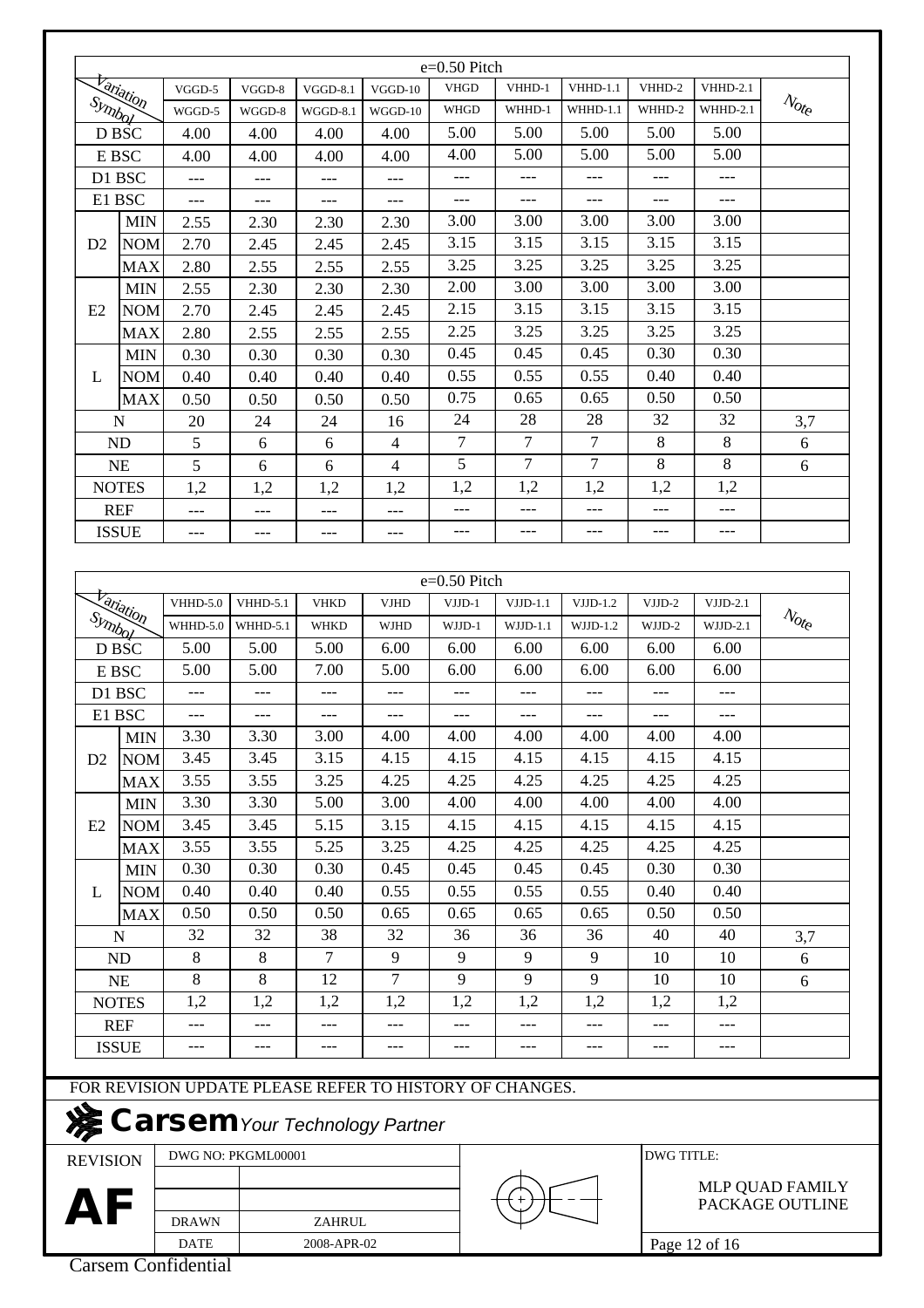| Symbol \ Variation | VGGD-5 | VGGD-8 | VGGD-8.1 | VGGD-10 | VHGD | VHHD-1 | VHHD-1.1 | VHHD-2 | VHHD-2.1 | Note |
|---|---|---|---|---|---|---|---|---|---|---|
| | WGGD-5 | WGGD-8 | WGGD-8.1 | WGGD-10 | WHGD | WHHD-1 | WHHD-1.1 | WHHD-2 | WHHD-2.1 | |
| | e=0.50 Pitch | | | | | | | | | |
| D BSC | 4.00 | 4.00 | 4.00 | 4.00 | 5.00 | 5.00 | 5.00 | 5.00 | 5.00 | |
| E BSC | 4.00 | 4.00 | 4.00 | 4.00 | 4.00 | 5.00 | 5.00 | 5.00 | 5.00 | |
| D1 BSC | --- | --- | --- | --- | --- | --- | --- | --- | --- | |
| E1 BSC | --- | --- | --- | --- | --- | --- | --- | --- | --- | |
| D2 MIN | 2.55 | 2.30 | 2.30 | 2.30 | 3.00 | 3.00 | 3.00 | 3.00 | 3.00 | |
| D2 NOM | 2.70 | 2.45 | 2.45 | 2.45 | 3.15 | 3.15 | 3.15 | 3.15 | 3.15 | |
| D2 MAX | 2.80 | 2.55 | 2.55 | 2.55 | 3.25 | 3.25 | 3.25 | 3.25 | 3.25 | |
| E2 MIN | 2.55 | 2.30 | 2.30 | 2.30 | 2.00 | 3.00 | 3.00 | 3.00 | 3.00 | |
| E2 NOM | 2.70 | 2.45 | 2.45 | 2.45 | 2.15 | 3.15 | 3.15 | 3.15 | 3.15 | |
| E2 MAX | 2.80 | 2.55 | 2.55 | 2.55 | 2.25 | 3.25 | 3.25 | 3.25 | 3.25 | |
| L MIN | 0.30 | 0.30 | 0.30 | 0.30 | 0.45 | 0.45 | 0.45 | 0.30 | 0.30 | |
| L NOM | 0.40 | 0.40 | 0.40 | 0.40 | 0.55 | 0.55 | 0.55 | 0.40 | 0.40 | |
| L MAX | 0.50 | 0.50 | 0.50 | 0.50 | 0.75 | 0.65 | 0.65 | 0.50 | 0.50 | |
| N | 20 | 24 | 24 | 16 | 24 | 28 | 28 | 32 | 32 | 3,7 |
| ND | 5 | 6 | 6 | 4 | 7 | 7 | 7 | 8 | 8 | 6 |
| NE | 5 | 6 | 6 | 4 | 5 | 7 | 7 | 8 | 8 | 6 |
| NOTES | 1,2 | 1,2 | 1,2 | 1,2 | 1,2 | 1,2 | 1,2 | 1,2 | 1,2 | |
| REF | --- | --- | --- | --- | --- | --- | --- | --- | --- | |
| ISSUE | --- | --- | --- | --- | --- | --- | --- | --- | --- | |

| Symbol \ Variation | VHHD-5.0 | VHHD-5.1 | VHKD | VJHD | VJJD-1 | VJJD-1.1 | VJJD-1.2 | VJJD-2 | VJJD-2.1 | Note |
|---|---|---|---|---|---|---|---|---|---|---|
| | WHHD-5.0 | WHHD-5.1 | WHKD | WJHD | WJJD-1 | WJJD-1.1 | WJJD-1.2 | WJJD-2 | WJJD-2.1 | |
| | e=0.50 Pitch | | | | | | | | | |
| D BSC | 5.00 | 5.00 | 5.00 | 6.00 | 6.00 | 6.00 | 6.00 | 6.00 | 6.00 | |
| E BSC | 5.00 | 5.00 | 7.00 | 5.00 | 6.00 | 6.00 | 6.00 | 6.00 | 6.00 | |
| D1 BSC | --- | --- | --- | --- | --- | --- | --- | --- | --- | |
| E1 BSC | --- | --- | --- | --- | --- | --- | --- | --- | --- | |
| D2 MIN | 3.30 | 3.30 | 3.00 | 4.00 | 4.00 | 4.00 | 4.00 | 4.00 | 4.00 | |
| D2 NOM | 3.45 | 3.45 | 3.15 | 4.15 | 4.15 | 4.15 | 4.15 | 4.15 | 4.15 | |
| D2 MAX | 3.55 | 3.55 | 3.25 | 4.25 | 4.25 | 4.25 | 4.25 | 4.25 | 4.25 | |
| E2 MIN | 3.30 | 3.30 | 5.00 | 3.00 | 4.00 | 4.00 | 4.00 | 4.00 | 4.00 | |
| E2 NOM | 3.45 | 3.45 | 5.15 | 3.15 | 4.15 | 4.15 | 4.15 | 4.15 | 4.15 | |
| E2 MAX | 3.55 | 3.55 | 5.25 | 3.25 | 4.25 | 4.25 | 4.25 | 4.25 | 4.25 | |
| L MIN | 0.30 | 0.30 | 0.30 | 0.45 | 0.45 | 0.45 | 0.45 | 0.30 | 0.30 | |
| L NOM | 0.40 | 0.40 | 0.40 | 0.55 | 0.55 | 0.55 | 0.55 | 0.40 | 0.40 | |
| L MAX | 0.50 | 0.50 | 0.50 | 0.65 | 0.65 | 0.65 | 0.65 | 0.50 | 0.50 | |
| N | 32 | 32 | 38 | 32 | 36 | 36 | 36 | 40 | 40 | 3,7 |
| ND | 8 | 8 | 7 | 9 | 9 | 9 | 9 | 10 | 10 | 6 |
| NE | 8 | 8 | 12 | 7 | 9 | 9 | 9 | 10 | 10 | 6 |
| NOTES | 1,2 | 1,2 | 1,2 | 1,2 | 1,2 | 1,2 | 1,2 | 1,2 | 1,2 | |
| REF | --- | --- | --- | --- | --- | --- | --- | --- | --- | |
| ISSUE | --- | --- | --- | --- | --- | --- | --- | --- | --- | |

FOR REVISION UPDATE PLEASE REFER TO HISTORY OF CHANGES.

**Carsem** *Your Technology Partner*

| REVISION | DWG NO: PKGML00001 | | DWG TITLE: |
|---|---|---|---|
| **AF** | DRAWN | ZAHRUL | MLP QUAD FAMILY PACKAGE OUTLINE |
| | DATE | 2008-APR-02 | |

Carsem Confidential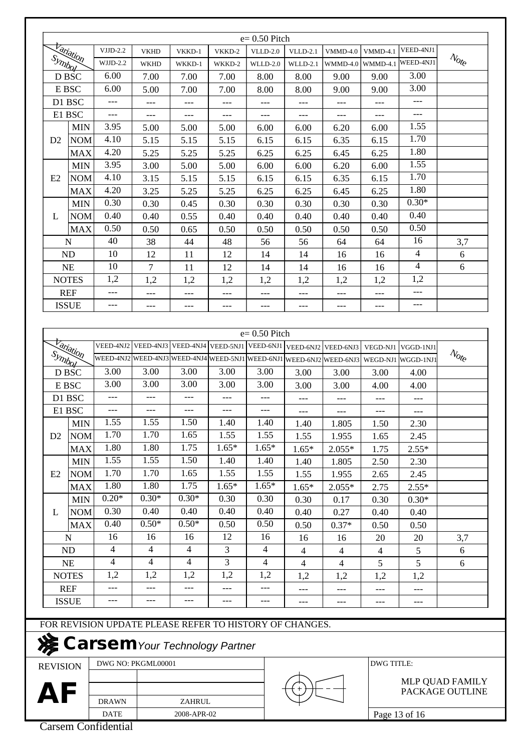| e= 0.50 Pitch | | | | | | | | | | | |
|---|---|---|---|---|---|---|---|---|---|---|---|
| Variation / Symbol | | VJJD-2.2 / WJJD-2.2 | VKHD / WKHD | VKKD-1 / WKKD-1 | VKKD-2 / WKKD-2 | VLLD-2.0 / WLLD-2.0 | VLLD-2.1 / WLLD-2.1 | VMMD-4.0 / WMMD-4.0 | VMMD-4.1 / WMMD-4.1 | VEED-4NJ1 / WEED-4NJ1 | Note |
| D BSC | | 6.00 | 7.00 | 7.00 | 7.00 | 8.00 | 8.00 | 9.00 | 9.00 | 3.00 | |
| E BSC | | 6.00 | 5.00 | 7.00 | 7.00 | 8.00 | 8.00 | 9.00 | 9.00 | 3.00 | |
| D1 BSC | | --- | --- | --- | --- | --- | --- | --- | --- | --- | |
| E1 BSC | | --- | --- | --- | --- | --- | --- | --- | --- | --- | |
| D2 | MIN | 3.95 | 5.00 | 5.00 | 5.00 | 6.00 | 6.00 | 6.20 | 6.00 | 1.55 | |
| | NOM | 4.10 | 5.15 | 5.15 | 5.15 | 6.15 | 6.15 | 6.35 | 6.15 | 1.70 | |
| | MAX | 4.20 | 5.25 | 5.25 | 5.25 | 6.25 | 6.25 | 6.45 | 6.25 | 1.80 | |
| E2 | MIN | 3.95 | 3.00 | 5.00 | 5.00 | 6.00 | 6.00 | 6.20 | 6.00 | 1.55 | |
| | NOM | 4.10 | 3.15 | 5.15 | 5.15 | 6.15 | 6.15 | 6.35 | 6.15 | 1.70 | |
| | MAX | 4.20 | 3.25 | 5.25 | 5.25 | 6.25 | 6.25 | 6.45 | 6.25 | 1.80 | |
| L | MIN | 0.30 | 0.30 | 0.45 | 0.30 | 0.30 | 0.30 | 0.30 | 0.30 | 0.30* | |
| | NOM | 0.40 | 0.40 | 0.55 | 0.40 | 0.40 | 0.40 | 0.40 | 0.40 | 0.40 | |
| | MAX | 0.50 | 0.50 | 0.65 | 0.50 | 0.50 | 0.50 | 0.50 | 0.50 | 0.50 | |
| N | | 40 | 38 | 44 | 48 | 56 | 56 | 64 | 64 | 16 | 3,7 |
| ND | | 10 | 12 | 11 | 12 | 14 | 14 | 16 | 16 | 4 | 6 |
| NE | | 10 | 7 | 11 | 12 | 14 | 14 | 16 | 16 | 4 | 6 |
| NOTES | | 1,2 | 1,2 | 1,2 | 1,2 | 1,2 | 1,2 | 1,2 | 1,2 | 1,2 | |
| REF | | --- | --- | --- | --- | --- | --- | --- | --- | --- | |
| ISSUE | | --- | --- | --- | --- | --- | --- | --- | --- | --- | |

| e= 0.50 Pitch | | | | | | | | | | | |
|---|---|---|---|---|---|---|---|---|---|---|---|
| Variation / Symbol | | VEED-4NJ2 / WEED-4NJ2 | VEED-4NJ3 / WEED-4NJ3 | VEED-4NJ4 / WEED-4NJ4 | VEED-5NJ1 / WEED-5NJ1 | VEED-6NJ1 / WEED-6NJ1 | VEED-6NJ2 / WEED-6NJ2 | VEED-6NJ3 / WEED-6NJ3 | VEGD-NJ1 / WEGD-NJ1 | VGGD-1NJ1 / WGGD-1NJ1 | Note |
| D BSC | | 3.00 | 3.00 | 3.00 | 3.00 | 3.00 | 3.00 | 3.00 | 3.00 | 4.00 | |
| E BSC | | 3.00 | 3.00 | 3.00 | 3.00 | 3.00 | 3.00 | 3.00 | 4.00 | 4.00 | |
| D1 BSC | | --- | --- | --- | --- | --- | --- | --- | --- | --- | |
| E1 BSC | | --- | --- | --- | --- | --- | --- | --- | --- | --- | |
| D2 | MIN | 1.55 | 1.55 | 1.50 | 1.40 | 1.40 | 1.40 | 1.805 | 1.50 | 2.30 | |
| | NOM | 1.70 | 1.70 | 1.65 | 1.55 | 1.55 | 1.55 | 1.955 | 1.65 | 2.45 | |
| | MAX | 1.80 | 1.80 | 1.75 | 1.65* | 1.65* | 1.65* | 2.055* | 1.75 | 2.55* | |
| E2 | MIN | 1.55 | 1.55 | 1.50 | 1.40 | 1.40 | 1.40 | 1.805 | 2.50 | 2.30 | |
| | NOM | 1.70 | 1.70 | 1.65 | 1.55 | 1.55 | 1.55 | 1.955 | 2.65 | 2.45 | |
| | MAX | 1.80 | 1.80 | 1.75 | 1.65* | 1.65* | 1.65* | 2.055* | 2.75 | 2.55* | |
| L | MIN | 0.20* | 0.30* | 0.30* | 0.30 | 0.30 | 0.30 | 0.17 | 0.30 | 0.30* | |
| | NOM | 0.30 | 0.40 | 0.40 | 0.40 | 0.40 | 0.40 | 0.27 | 0.40 | 0.40 | |
| | MAX | 0.40 | 0.50* | 0.50* | 0.50 | 0.50 | 0.50 | 0.37* | 0.50 | 0.50 | |
| N | | 16 | 16 | 16 | 12 | 16 | 16 | 16 | 20 | 20 | 3,7 |
| ND | | 4 | 4 | 4 | 3 | 4 | 4 | 4 | 4 | 5 | 6 |
| NE | | 4 | 4 | 4 | 3 | 4 | 4 | 4 | 5 | 5 | 6 |
| NOTES | | 1,2 | 1,2 | 1,2 | 1,2 | 1,2 | 1,2 | 1,2 | 1,2 | 1,2 | |
| REF | | --- | --- | --- | --- | --- | --- | --- | --- | --- | |
| ISSUE | | --- | --- | --- | --- | --- | --- | --- | --- | --- | |

FOR REVISION UPDATE PLEASE REFER TO HISTORY OF CHANGES.

**Carsem** *Your Technology Partner*

| REVISION | DWG NO: PKGML00001 | | DWG TITLE: |
|---|---|---|---|
| **AF** | | | MLP QUAD FAMILY PACKAGE OUTLINE |
| | DRAWN | ZAHRUL | |
| | DATE | 2008-APR-02 | |

Carsem Confidential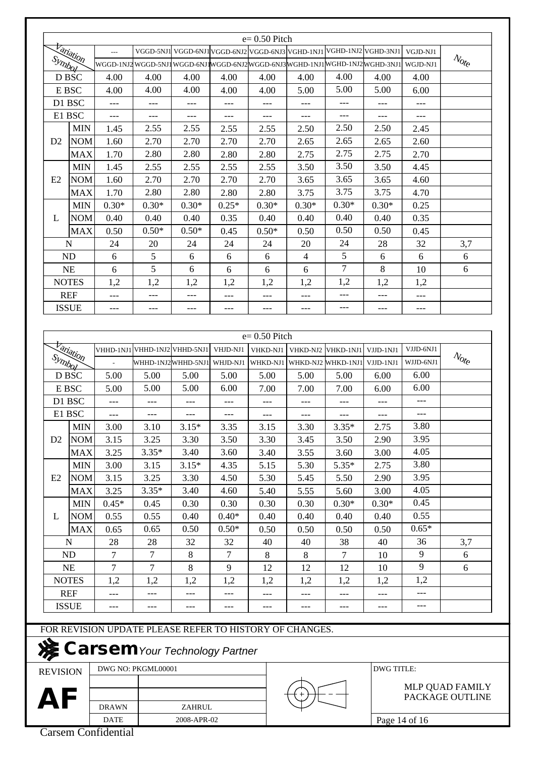| e= 0.50 Pitch | | | | | | | | | | | |
|---|---|---|---|---|---|---|---|---|---|---|---|
| Variation | | --- | VGGD-5NJ1 | VGGD-6NJ1 | VGGD-6NJ2 | VGGD-6NJ3 | VGHD-1NJ1 | VGHD-1NJ2 | VGHD-3NJ1 | VGJD-NJ1 | Note |
| Symbol | | WGGD-1NJ2 | WGGD-5NJ1 | WGGD-6NJ1 | WGGD-6NJ2 | WGGD-6NJ3 | WGHD-1NJ1 | WGHD-1NJ2 | WGHD-3NJ1 | WGJD-NJ1 | |
| D BSC | | 4.00 | 4.00 | 4.00 | 4.00 | 4.00 | 4.00 | 4.00 | 4.00 | 4.00 | |
| E BSC | | 4.00 | 4.00 | 4.00 | 4.00 | 4.00 | 5.00 | 5.00 | 5.00 | 6.00 | |
| D1 BSC | | --- | --- | --- | --- | --- | --- | --- | --- | --- | |
| E1 BSC | | --- | --- | --- | --- | --- | --- | --- | --- | --- | |
| D2 | MIN | 1.45 | 2.55 | 2.55 | 2.55 | 2.55 | 2.50 | 2.50 | 2.50 | 2.45 | |
| | NOM | 1.60 | 2.70 | 2.70 | 2.70 | 2.70 | 2.65 | 2.65 | 2.65 | 2.60 | |
| | MAX | 1.70 | 2.80 | 2.80 | 2.80 | 2.80 | 2.75 | 2.75 | 2.75 | 2.70 | |
| E2 | MIN | 1.45 | 2.55 | 2.55 | 2.55 | 2.55 | 3.50 | 3.50 | 3.50 | 4.45 | |
| | NOM | 1.60 | 2.70 | 2.70 | 2.70 | 2.70 | 3.65 | 3.65 | 3.65 | 4.60 | |
| | MAX | 1.70 | 2.80 | 2.80 | 2.80 | 2.80 | 3.75 | 3.75 | 3.75 | 4.70 | |
| L | MIN | 0.30* | 0.30* | 0.30* | 0.25* | 0.30* | 0.30* | 0.30* | 0.30* | 0.25 | |
| | NOM | 0.40 | 0.40 | 0.40 | 0.35 | 0.40 | 0.40 | 0.40 | 0.40 | 0.35 | |
| | MAX | 0.50 | 0.50* | 0.50* | 0.45 | 0.50* | 0.50 | 0.50 | 0.50 | 0.45 | |
| N | | 24 | 20 | 24 | 24 | 24 | 20 | 24 | 28 | 32 | 3,7 |
| ND | | 6 | 5 | 6 | 6 | 6 | 4 | 5 | 6 | 6 | 6 |
| NE | | 6 | 5 | 6 | 6 | 6 | 6 | 7 | 8 | 10 | 6 |
| NOTES | | 1,2 | 1,2 | 1,2 | 1,2 | 1,2 | 1,2 | 1,2 | 1,2 | 1,2 | |
| REF | | --- | --- | --- | --- | --- | --- | --- | --- | --- | |
| ISSUE | | --- | --- | --- | --- | --- | --- | --- | --- | --- | |

| e= 0.50 Pitch | | | | | | | | | | | |
|---|---|---|---|---|---|---|---|---|---|---|---|
| Variation | | VHHD-1NJ1 | VHHD-1NJ2 | VHHD-5NJ1 | VHJD-NJ1 | VHKD-NJ1 | VHKD-NJ2 | VHKD-1NJ1 | VJJD-1NJ1 | VJJD-6NJ1 | Note |
| Symbol | | - | WHHD-1NJ2 | WHHD-5NJ1 | WHJD-NJ1 | WHKD-NJ1 | WHKD-NJ2 | WHKD-1NJ1 | VJJD-1NJ1 | WJJD-6NJ1 | |
| D BSC | | 5.00 | 5.00 | 5.00 | 5.00 | 5.00 | 5.00 | 5.00 | 6.00 | 6.00 | |
| E BSC | | 5.00 | 5.00 | 5.00 | 6.00 | 7.00 | 7.00 | 7.00 | 6.00 | 6.00 | |
| D1 BSC | | --- | --- | --- | --- | --- | --- | --- | --- | --- | |
| E1 BSC | | --- | --- | --- | --- | --- | --- | --- | --- | --- | |
| D2 | MIN | 3.00 | 3.10 | 3.15* | 3.35 | 3.15 | 3.30 | 3.35* | 2.75 | 3.80 | |
| | NOM | 3.15 | 3.25 | 3.30 | 3.50 | 3.30 | 3.45 | 3.50 | 2.90 | 3.95 | |
| | MAX | 3.25 | 3.35* | 3.40 | 3.60 | 3.40 | 3.55 | 3.60 | 3.00 | 4.05 | |
| E2 | MIN | 3.00 | 3.15 | 3.15* | 4.35 | 5.15 | 5.30 | 5.35* | 2.75 | 3.80 | |
| | NOM | 3.15 | 3.25 | 3.30 | 4.50 | 5.30 | 5.45 | 5.50 | 2.90 | 3.95 | |
| | MAX | 3.25 | 3.35* | 3.40 | 4.60 | 5.40 | 5.55 | 5.60 | 3.00 | 4.05 | |
| L | MIN | 0.45* | 0.45 | 0.30 | 0.30 | 0.30 | 0.30 | 0.30* | 0.30* | 0.45 | |
| | NOM | 0.55 | 0.55 | 0.40 | 0.40* | 0.40 | 0.40 | 0.40 | 0.40 | 0.55 | |
| | MAX | 0.65 | 0.65 | 0.50 | 0.50* | 0.50 | 0.50 | 0.50 | 0.50 | 0.65* | |
| N | | 28 | 28 | 32 | 32 | 40 | 40 | 38 | 40 | 36 | 3,7 |
| ND | | 7 | 7 | 8 | 7 | 8 | 8 | 7 | 10 | 9 | 6 |
| NE | | 7 | 7 | 8 | 9 | 12 | 12 | 12 | 10 | 9 | 6 |
| NOTES | | 1,2 | 1,2 | 1,2 | 1,2 | 1,2 | 1,2 | 1,2 | 1,2 | 1,2 | |
| REF | | --- | --- | --- | --- | --- | --- | --- | --- | --- | |
| ISSUE | | --- | --- | --- | --- | --- | --- | --- | --- | --- | |

FOR REVISION UPDATE PLEASE REFER TO HISTORY OF CHANGES.

**Carsem** *Your Technology Partner*

| REVISION | DWG NO: PKGML00001 | | DWG TITLE: |
|---|---|---|---|
| **AF** | DRAWN | ZAHRUL | MLP QUAD FAMILY PACKAGE OUTLINE |
| | DATE | 2008-APR-02 | |

Carsem Confidential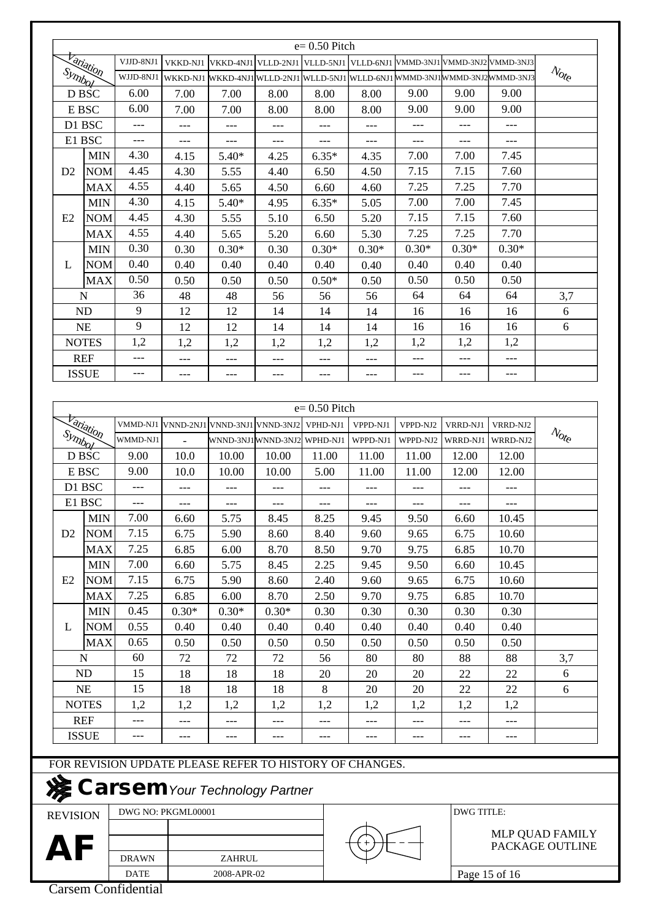| e= 0.50 Pitch | | | | | | | | | | | |
|---|---|---|---|---|---|---|---|---|---|---|---|
| Variation / Symbol | | VJJD-8NJ1 / WJJD-8NJ1 | VKKD-NJ1 / WKKD-NJ1 | VKKD-4NJ1 / WKKD-4NJ1 | VLLD-2NJ1 / WLLD-2NJ1 | VLLD-5NJ1 / WLLD-5NJ1 | VLLD-6NJ1 / WLLD-6NJ1 | VMMD-3NJ1 / WMMD-3NJ1 | VMMD-3NJ2 / WMMD-3NJ2 | VMMD-3NJ3 / WMMD-3NJ3 | Note |
| D BSC | | 6.00 | 7.00 | 7.00 | 8.00 | 8.00 | 8.00 | 9.00 | 9.00 | 9.00 | |
| E BSC | | 6.00 | 7.00 | 7.00 | 8.00 | 8.00 | 8.00 | 9.00 | 9.00 | 9.00 | |
| D1 BSC | | --- | --- | --- | --- | --- | --- | --- | --- | --- | |
| E1 BSC | | --- | --- | --- | --- | --- | --- | --- | --- | --- | |
| D2 | MIN | 4.30 | 4.15 | 5.40* | 4.25 | 6.35* | 4.35 | 7.00 | 7.00 | 7.45 | |
| | NOM | 4.45 | 4.30 | 5.55 | 4.40 | 6.50 | 4.50 | 7.15 | 7.15 | 7.60 | |
| | MAX | 4.55 | 4.40 | 5.65 | 4.50 | 6.60 | 4.60 | 7.25 | 7.25 | 7.70 | |
| E2 | MIN | 4.30 | 4.15 | 5.40* | 4.95 | 6.35* | 5.05 | 7.00 | 7.00 | 7.45 | |
| | NOM | 4.45 | 4.30 | 5.55 | 5.10 | 6.50 | 5.20 | 7.15 | 7.15 | 7.60 | |
| | MAX | 4.55 | 4.40 | 5.65 | 5.20 | 6.60 | 5.30 | 7.25 | 7.25 | 7.70 | |
| L | MIN | 0.30 | 0.30 | 0.30* | 0.30 | 0.30* | 0.30* | 0.30* | 0.30* | 0.30* | |
| | NOM | 0.40 | 0.40 | 0.40 | 0.40 | 0.40 | 0.40 | 0.40 | 0.40 | 0.40 | |
| | MAX | 0.50 | 0.50 | 0.50 | 0.50 | 0.50* | 0.50 | 0.50 | 0.50 | 0.50 | |
| N | | 36 | 48 | 48 | 56 | 56 | 56 | 64 | 64 | 64 | 3,7 |
| ND | | 9 | 12 | 12 | 14 | 14 | 14 | 16 | 16 | 16 | 6 |
| NE | | 9 | 12 | 12 | 14 | 14 | 14 | 16 | 16 | 16 | 6 |
| NOTES | | 1,2 | 1,2 | 1,2 | 1,2 | 1,2 | 1,2 | 1,2 | 1,2 | 1,2 | |
| REF | | --- | --- | --- | --- | --- | --- | --- | --- | --- | |
| ISSUE | | --- | --- | --- | --- | --- | --- | --- | --- | --- | |

| e= 0.50 Pitch | | | | | | | | | | | |
|---|---|---|---|---|---|---|---|---|---|---|---|
| Variation / Symbol | | VMMD-NJ1 / WMMD-NJ1 | VNND-2NJ1 / - | VNND-3NJ1 / WNND-3NJ1 | VNND-3NJ2 / WNND-3NJ2 | VPHD-NJ1 / WPHD-NJ1 | VPPD-NJ1 / WPPD-NJ1 | VPPD-NJ2 / WPPD-NJ2 | VRRD-NJ1 / WRRD-NJ1 | VRRD-NJ2 / WRRD-NJ2 | Note |
| D BSC | | 9.00 | 10.0 | 10.00 | 10.00 | 11.00 | 11.00 | 11.00 | 12.00 | 12.00 | |
| E BSC | | 9.00 | 10.0 | 10.00 | 10.00 | 5.00 | 11.00 | 11.00 | 12.00 | 12.00 | |
| D1 BSC | | --- | --- | --- | --- | --- | --- | --- | --- | --- | |
| E1 BSC | | --- | --- | --- | --- | --- | --- | --- | --- | --- | |
| D2 | MIN | 7.00 | 6.60 | 5.75 | 8.45 | 8.25 | 9.45 | 9.50 | 6.60 | 10.45 | |
| | NOM | 7.15 | 6.75 | 5.90 | 8.60 | 8.40 | 9.60 | 9.65 | 6.75 | 10.60 | |
| | MAX | 7.25 | 6.85 | 6.00 | 8.70 | 8.50 | 9.70 | 9.75 | 6.85 | 10.70 | |
| E2 | MIN | 7.00 | 6.60 | 5.75 | 8.45 | 2.25 | 9.45 | 9.50 | 6.60 | 10.45 | |
| | NOM | 7.15 | 6.75 | 5.90 | 8.60 | 2.40 | 9.60 | 9.65 | 6.75 | 10.60 | |
| | MAX | 7.25 | 6.85 | 6.00 | 8.70 | 2.50 | 9.70 | 9.75 | 6.85 | 10.70 | |
| L | MIN | 0.45 | 0.30* | 0.30* | 0.30* | 0.30 | 0.30 | 0.30 | 0.30 | 0.30 | |
| | NOM | 0.55 | 0.40 | 0.40 | 0.40 | 0.40 | 0.40 | 0.40 | 0.40 | 0.40 | |
| | MAX | 0.65 | 0.50 | 0.50 | 0.50 | 0.50 | 0.50 | 0.50 | 0.50 | 0.50 | |
| N | | 60 | 72 | 72 | 72 | 56 | 80 | 80 | 88 | 88 | 3,7 |
| ND | | 15 | 18 | 18 | 18 | 20 | 20 | 20 | 22 | 22 | 6 |
| NE | | 15 | 18 | 18 | 18 | 8 | 20 | 20 | 22 | 22 | 6 |
| NOTES | | 1,2 | 1,2 | 1,2 | 1,2 | 1,2 | 1,2 | 1,2 | 1,2 | 1,2 | |
| REF | | --- | --- | --- | --- | --- | --- | --- | --- | --- | |
| ISSUE | | --- | --- | --- | --- | --- | --- | --- | --- | --- | |

FOR REVISION UPDATE PLEASE REFER TO HISTORY OF CHANGES.

**Carsem** *Your Technology Partner*

| REVISION | DWG NO: PKGML00001 | | DWG TITLE: |
|---|---|---|---|
| **AF** | DRAWN | ZAHRUL | MLP QUAD FAMILY PACKAGE OUTLINE |
| | DATE | 2008-APR-02 | |

Carsem Confidential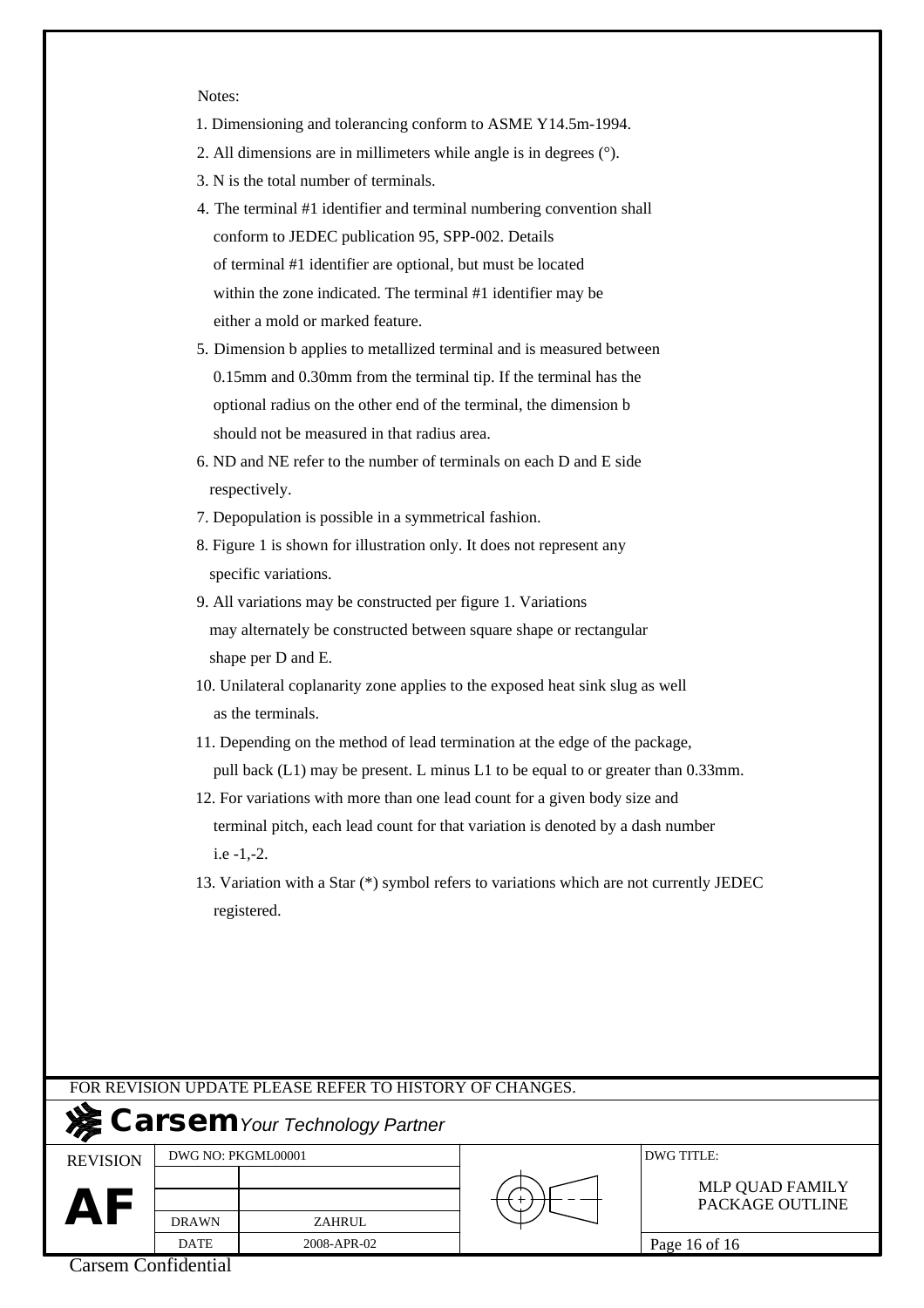Notes:

1. Dimensioning and tolerancing conform to ASME Y14.5m-1994.
2. All dimensions are in millimeters while angle is in degrees (°).
3. N is the total number of terminals.
4. The terminal #1 identifier and terminal numbering convention shall conform to JEDEC publication 95, SPP-002. Details of terminal #1 identifier are optional, but must be located within the zone indicated. The terminal #1 identifier may be either a mold or marked feature.
5. Dimension b applies to metallized terminal and is measured between 0.15mm and 0.30mm from the terminal tip. If the terminal has the optional radius on the other end of the terminal, the dimension b should not be measured in that radius area.
6. ND and NE refer to the number of terminals on each D and E side respectively.
7. Depopulation is possible in a symmetrical fashion.
8. Figure 1 is shown for illustration only. It does not represent any specific variations.
9. All variations may be constructed per figure 1. Variations may alternately be constructed between square shape or rectangular shape per D and E.
10. Unilateral coplanarity zone applies to the exposed heat sink slug as well as the terminals.
11. Depending on the method of lead termination at the edge of the package, pull back (L1) may be present. L minus L1 to be equal to or greater than 0.33mm.
12. For variations with more than one lead count for a given body size and terminal pitch, each lead count for that variation is denoted by a dash number i.e -1,-2.
13. Variation with a Star (*) symbol refers to variations which are not currently JEDEC registered.

FOR REVISION UPDATE PLEASE REFER TO HISTORY OF CHANGES.

**Carsem** *Your Technology Partner*

| REVISION | DWG NO: PKGML00001 | | DWG TITLE: |
|---|---|---|---|
| **AF** | | | MLP QUAD FAMILY PACKAGE OUTLINE |
| | | | |
| | DRAWN | ZAHRUL | |
| | DATE | 2008-APR-02 | |

Carsem Confidential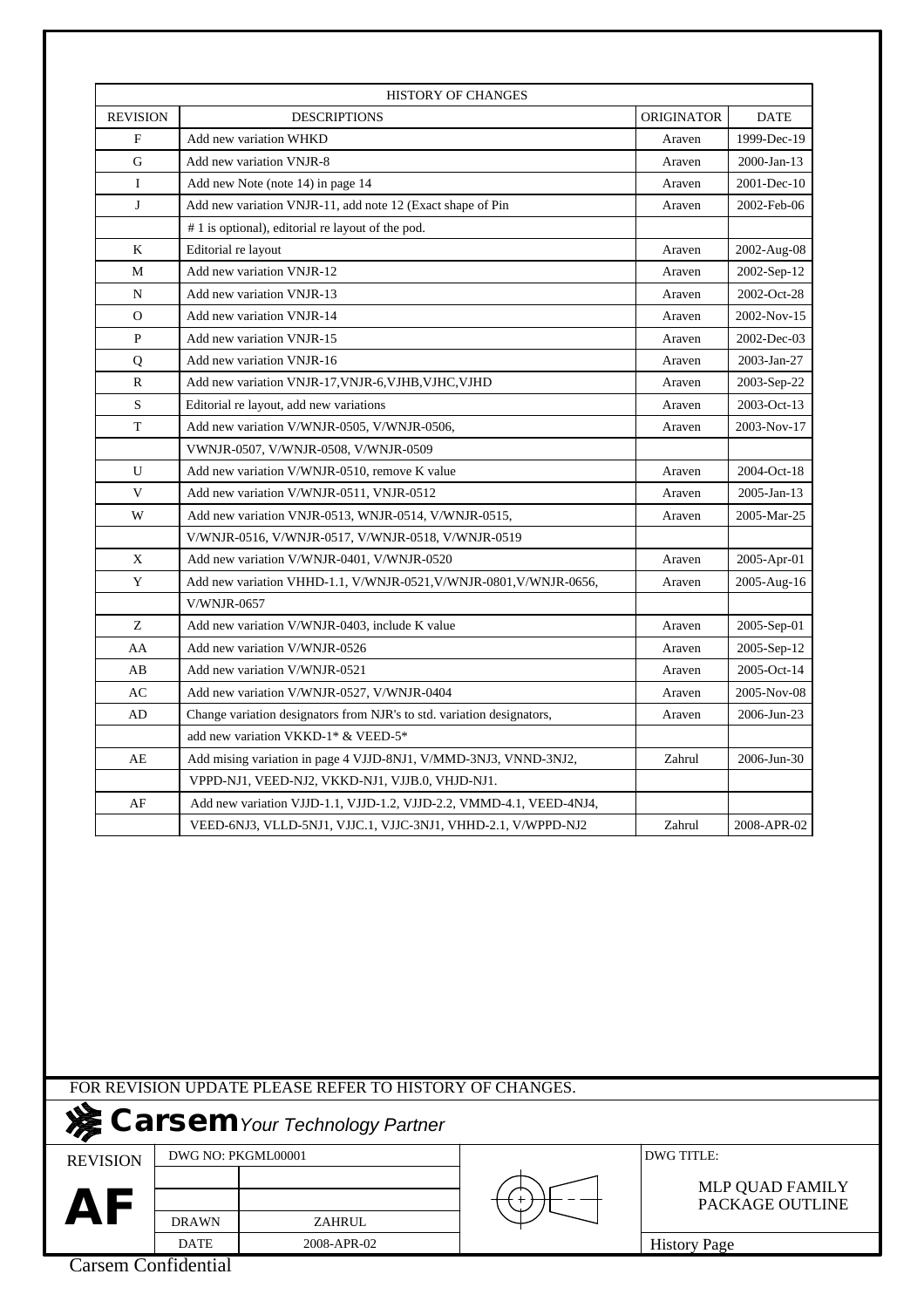| HISTORY OF CHANGES | | | |
|---|---|---|---|
| REVISION | DESCRIPTIONS | ORIGINATOR | DATE |
| F | Add new variation WHKD | Araven | 1999-Dec-19 |
| G | Add new variation VNJR-8 | Araven | 2000-Jan-13 |
| I | Add new Note (note 14) in page 14 | Araven | 2001-Dec-10 |
| J | Add new variation VNJR-11, add note 12 (Exact shape of Pin | Araven | 2002-Feb-06 |
| | # 1 is optional), editorial re layout of the pod. | | |
| K | Editorial re layout | Araven | 2002-Aug-08 |
| M | Add new variation VNJR-12 | Araven | 2002-Sep-12 |
| N | Add new variation VNJR-13 | Araven | 2002-Oct-28 |
| O | Add new variation VNJR-14 | Araven | 2002-Nov-15 |
| P | Add new variation VNJR-15 | Araven | 2002-Dec-03 |
| Q | Add new variation VNJR-16 | Araven | 2003-Jan-27 |
| R | Add new variation VNJR-17,VNJR-6,VJHB,VJHC,VJHD | Araven | 2003-Sep-22 |
| S | Editorial re layout, add new variations | Araven | 2003-Oct-13 |
| T | Add new variation V/WNJR-0505, V/WNJR-0506, | Araven | 2003-Nov-17 |
| | VWNJR-0507, V/WNJR-0508, V/WNJR-0509 | | |
| U | Add new variation V/WNJR-0510, remove K value | Araven | 2004-Oct-18 |
| V | Add new variation V/WNJR-0511, VNJR-0512 | Araven | 2005-Jan-13 |
| W | Add new variation VNJR-0513, WNJR-0514, V/WNJR-0515, | Araven | 2005-Mar-25 |
| | V/WNJR-0516, V/WNJR-0517, V/WNJR-0518, V/WNJR-0519 | | |
| X | Add new variation V/WNJR-0401, V/WNJR-0520 | Araven | 2005-Apr-01 |
| Y | Add new variation VHHD-1.1, V/WNJR-0521,V/WNJR-0801,V/WNJR-0656, | Araven | 2005-Aug-16 |
| | V/WNJR-0657 | | |
| Z | Add new variation V/WNJR-0403, include K value | Araven | 2005-Sep-01 |
| AA | Add new variation V/WNJR-0526 | Araven | 2005-Sep-12 |
| AB | Add new variation V/WNJR-0521 | Araven | 2005-Oct-14 |
| AC | Add new variation V/WNJR-0527, V/WNJR-0404 | Araven | 2005-Nov-08 |
| AD | Change variation designators from NJR's to std. variation designators, | Araven | 2006-Jun-23 |
| | add new variation VKKD-1* & VEED-5* | | |
| AE | Add mising variation in page 4 VJJD-8NJ1, V/MMD-3NJ3, VNND-3NJ2, | Zahrul | 2006-Jun-30 |
| | VPPD-NJ1, VEED-NJ2, VKKD-NJ1, VJJB.0, VHJD-NJ1. | | |
| AF | Add new variation VJJD-1.1, VJJD-1.2, VJJD-2.2, VMMD-4.1, VEED-4NJ4, | | |
| | VEED-6NJ3, VLLD-5NJ1, VJJC.1, VJJC-3NJ1, VHHD-2.1, V/WPPD-NJ2 | Zahrul | 2008-APR-02 |

FOR REVISION UPDATE PLEASE REFER TO HISTORY OF CHANGES.

**Carsem** *Your Technology Partner*

| REVISION | DWG NO: PKGML00001 | | DWG TITLE: |
|---|---|---|---|
| **AF** | | | MLP QUAD FAMILY PACKAGE OUTLINE |
| | DRAWN | ZAHRUL | |
| | DATE | 2008-APR-02 | History Page |

Carsem Confidential